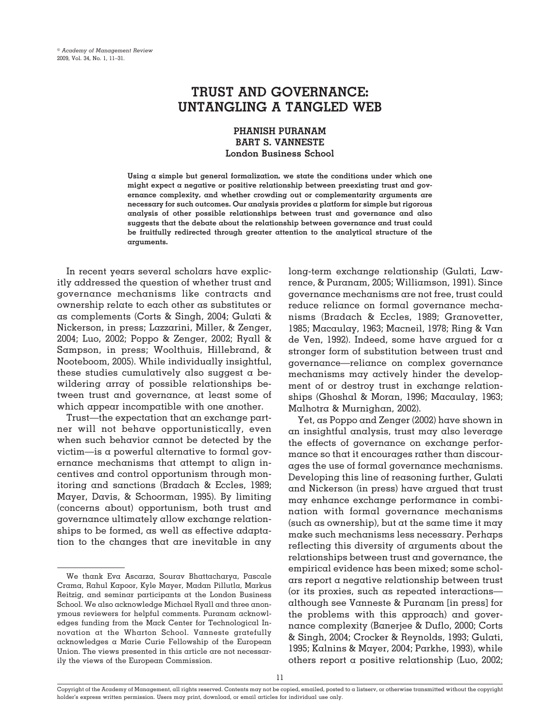# TRUST AND GOVERNANCE: UNTANGLING A TANGLED WEB

**PHANISH PURANAM**
**BART S. VANNESTE**
**London Business School**

**Using a simple but general formalization, we state the conditions under which one might expect a negative or positive relationship between preexisting trust and governance complexity, and whether crowding out or complementarity arguments are necessary for such outcomes. Our analysis provides a platform for simple but rigorous analysis of other possible relationships between trust and governance and also suggests that the debate about the relationship between governance and trust could be fruitfully redirected through greater attention to the analytical structure of the arguments.**

In recent years several scholars have explicitly addressed the question of whether trust and governance mechanisms like contracts and ownership relate to each other as substitutes or as complements (Corts & Singh, 2004; Gulati & Nickerson, in press; Lazzarini, Miller, & Zenger, 2004; Luo, 2002; Poppo & Zenger, 2002; Ryall & Sampson, in press; Woolthuis, Hillebrand, & Nooteboom, 2005). While individually insightful, these studies cumulatively also suggest a bewildering array of possible relationships between trust and governance, at least some of which appear incompatible with one another.

Trust—the expectation that an exchange partner will not behave opportunistically, even when such behavior cannot be detected by the victim—is a powerful alternative to formal governance mechanisms that attempt to align incentives and control opportunism through monitoring and sanctions (Bradach & Eccles, 1989; Mayer, Davis, & Schoorman, 1995). By limiting (concerns about) opportunism, both trust and governance ultimately allow exchange relationships to be formed, as well as effective adaptation to the changes that are inevitable in any long-term exchange relationship (Gulati, Lawrence, & Puranam, 2005; Williamson, 1991). Since governance mechanisms are not free, trust could reduce reliance on formal governance mechanisms (Bradach & Eccles, 1989; Granovetter, 1985; Macaulay, 1963; Macneil, 1978; Ring & Van de Ven, 1992). Indeed, some have argued for a stronger form of substitution between trust and governance—reliance on complex governance mechanisms may actively hinder the development of or destroy trust in exchange relationships (Ghoshal & Moran, 1996; Macaulay, 1963; Malhotra & Murnighan, 2002).

Yet, as Poppo and Zenger (2002) have shown in an insightful analysis, trust may also leverage the effects of governance on exchange performance so that it encourages rather than discourages the use of formal governance mechanisms. Developing this line of reasoning further, Gulati and Nickerson (in press) have argued that trust may enhance exchange performance in combination with formal governance mechanisms (such as ownership), but at the same time it may make such mechanisms less necessary. Perhaps reflecting this diversity of arguments about the relationships between trust and governance, the empirical evidence has been mixed; some scholars report a negative relationship between trust (or its proxies, such as repeated interactions—although see Vanneste & Puranam [in press] for the problems with this approach) and governance complexity (Banerjee & Duflo, 2000; Corts & Singh, 2004; Crocker & Reynolds, 1993; Gulati, 1995; Kalnins & Mayer, 2004; Parkhe, 1993), while others report a positive relationship (Luo, 2002;

---

We thank Eva Ascarza, Sourav Bhattacharya, Pascale Crama, Rahul Kapoor, Kyle Mayer, Madan Pillutla, Markus Reitzig, and seminar participants at the London Business School. We also acknowledge Michael Ryall and three anonymous reviewers for helpful comments. Puranam acknowledges funding from the Mack Center for Technological Innovation at the Wharton School. Vanneste gratefully acknowledges a Marie Curie Fellowship of the European Union. The views presented in this article are not necessarily the views of the European Commission.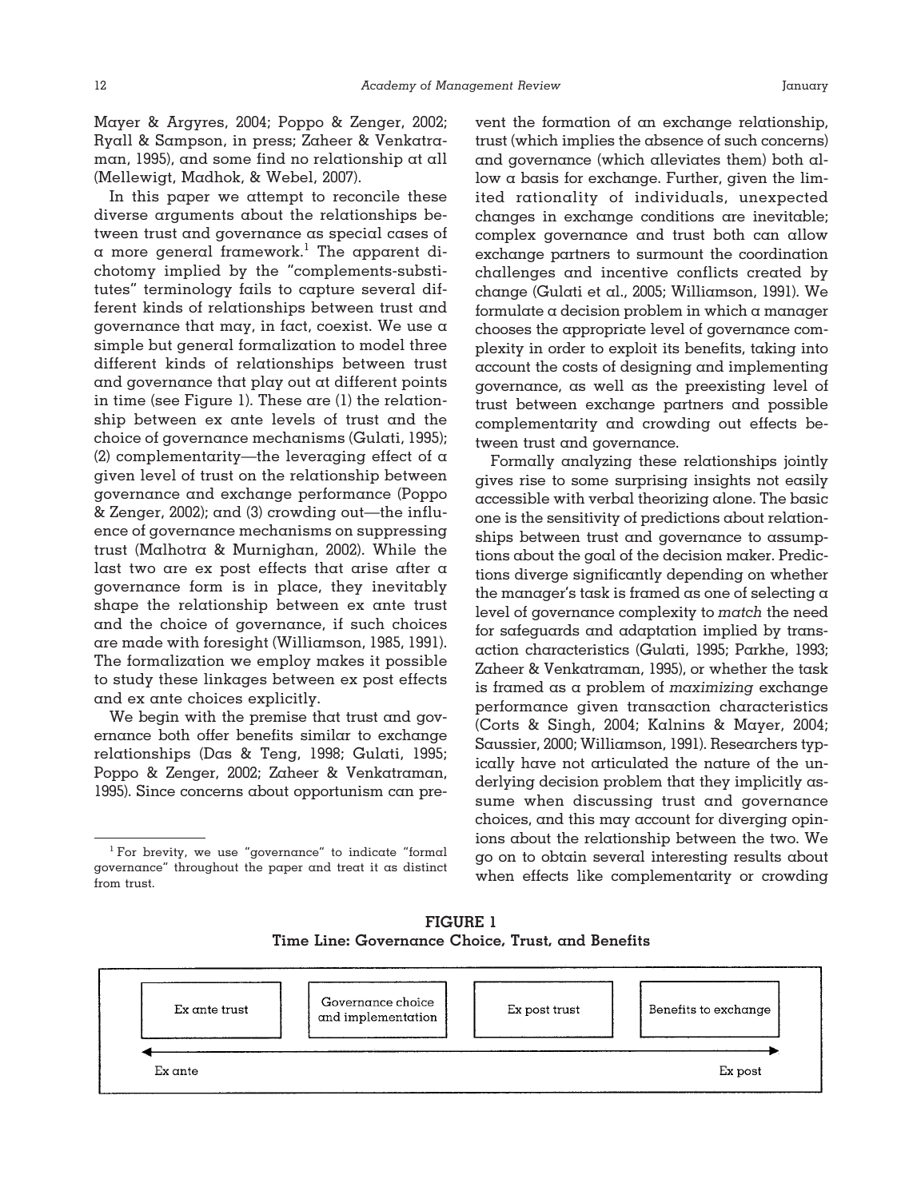Mayer & Argyres, 2004; Poppo & Zenger, 2002; Ryall & Sampson, in press; Zaheer & Venkatraman, 1995), and some find no relationship at all (Mellewigt, Madhok, & Webel, 2007).

In this paper we attempt to reconcile these diverse arguments about the relationships between trust and governance as special cases of a more general framework.[1] The apparent dichotomy implied by the "complements-substitutes" terminology fails to capture several different kinds of relationships between trust and governance that may, in fact, coexist. We use a simple but general formalization to model three different kinds of relationships between trust and governance that play out at different points in time (see Figure 1). These are (1) the relationship between ex ante levels of trust and the choice of governance mechanisms (Gulati, 1995); (2) complementarity—the leveraging effect of a given level of trust on the relationship between governance and exchange performance (Poppo & Zenger, 2002); and (3) crowding out—the influence of governance mechanisms on suppressing trust (Malhotra & Murnighan, 2002). While the last two are ex post effects that arise after a governance form is in place, they inevitably shape the relationship between ex ante trust and the choice of governance, if such choices are made with foresight (Williamson, 1985, 1991). The formalization we employ makes it possible to study these linkages between ex post effects and ex ante choices explicitly.

We begin with the premise that trust and governance both offer benefits similar to exchange relationships (Das & Teng, 1998; Gulati, 1995; Poppo & Zenger, 2002; Zaheer & Venkatraman, 1995). Since concerns about opportunism can prevent the formation of an exchange relationship, trust (which implies the absence of such concerns) and governance (which alleviates them) both allow a basis for exchange. Further, given the limited rationality of individuals, unexpected changes in exchange conditions are inevitable; complex governance and trust both can allow exchange partners to surmount the coordination challenges and incentive conflicts created by change (Gulati et al., 2005; Williamson, 1991). We formulate a decision problem in which a manager chooses the appropriate level of governance complexity in order to exploit its benefits, taking into account the costs of designing and implementing governance, as well as the preexisting level of trust between exchange partners and possible complementarity and crowding out effects between trust and governance.

Formally analyzing these relationships jointly gives rise to some surprising insights not easily accessible with verbal theorizing alone. The basic one is the sensitivity of predictions about relationships between trust and governance to assumptions about the goal of the decision maker. Predictions diverge significantly depending on whether the manager's task is framed as one of selecting a level of governance complexity to *match* the need for safeguards and adaptation implied by transaction characteristics (Gulati, 1995; Parkhe, 1993; Zaheer & Venkatraman, 1995), or whether the task is framed as a problem of *maximizing* exchange performance given transaction characteristics (Corts & Singh, 2004; Kalnins & Mayer, 2004; Saussier, 2000; Williamson, 1991). Researchers typically have not articulated the nature of the underlying decision problem that they implicitly assume when discussing trust and governance choices, and this may account for diverging opinions about the relationship between the two. We go on to obtain several interesting results about when effects like complementarity or crowding

[1] For brevity, we use "governance" to indicate "formal governance" throughout the paper and treat it as distinct from trust.

**FIGURE 1**
**Time Line: Governance Choice, Trust, and Benefits**

| Ex ante trust | Governance choice and implementation | Ex post trust | Benefits to exchange |
|---|---|---|---|

Ex ante ⟷ Ex post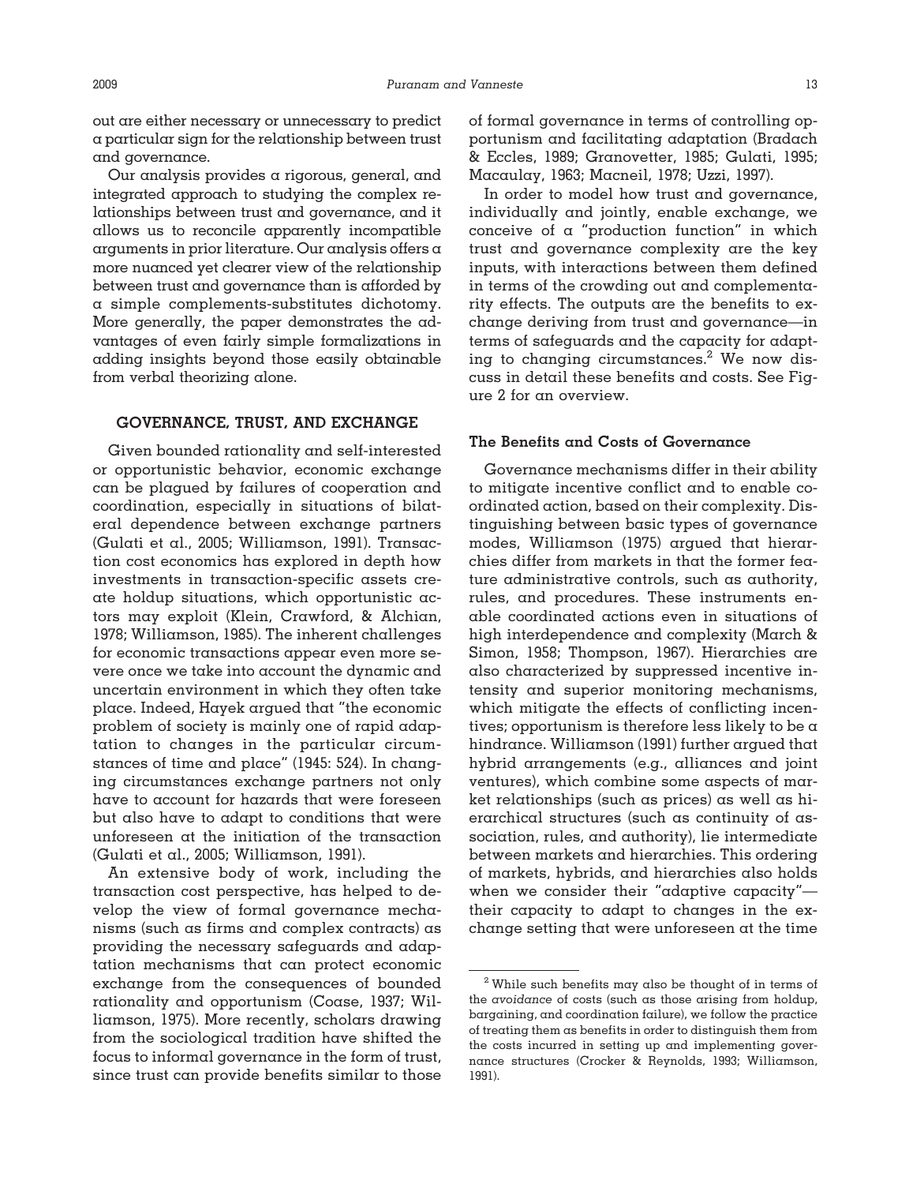out are either necessary or unnecessary to predict a particular sign for the relationship between trust and governance.

Our analysis provides a rigorous, general, and integrated approach to studying the complex relationships between trust and governance, and it allows us to reconcile apparently incompatible arguments in prior literature. Our analysis offers a more nuanced yet clearer view of the relationship between trust and governance than is afforded by a simple complements-substitutes dichotomy. More generally, the paper demonstrates the advantages of even fairly simple formalizations in adding insights beyond those easily obtainable from verbal theorizing alone.

## GOVERNANCE, TRUST, AND EXCHANGE

Given bounded rationality and self-interested or opportunistic behavior, economic exchange can be plagued by failures of cooperation and coordination, especially in situations of bilateral dependence between exchange partners (Gulati et al., 2005; Williamson, 1991). Transaction cost economics has explored in depth how investments in transaction-specific assets create holdup situations, which opportunistic actors may exploit (Klein, Crawford, & Alchian, 1978; Williamson, 1985). The inherent challenges for economic transactions appear even more severe once we take into account the dynamic and uncertain environment in which they often take place. Indeed, Hayek argued that "the economic problem of society is mainly one of rapid adaptation to changes in the particular circumstances of time and place" (1945: 524). In changing circumstances exchange partners not only have to account for hazards that were foreseen but also have to adapt to conditions that were unforeseen at the initiation of the transaction (Gulati et al., 2005; Williamson, 1991).

An extensive body of work, including the transaction cost perspective, has helped to develop the view of formal governance mechanisms (such as firms and complex contracts) as providing the necessary safeguards and adaptation mechanisms that can protect economic exchange from the consequences of bounded rationality and opportunism (Coase, 1937; Williamson, 1975). More recently, scholars drawing from the sociological tradition have shifted the focus to informal governance in the form of trust, since trust can provide benefits similar to those of formal governance in terms of controlling opportunism and facilitating adaptation (Bradach & Eccles, 1989; Granovetter, 1985; Gulati, 1995; Macaulay, 1963; Macneil, 1978; Uzzi, 1997).

In order to model how trust and governance, individually and jointly, enable exchange, we conceive of a "production function" in which trust and governance complexity are the key inputs, with interactions between them defined in terms of the crowding out and complementarity effects. The outputs are the benefits to exchange deriving from trust and governance—in terms of safeguards and the capacity for adapting to changing circumstances.[2] We now discuss in detail these benefits and costs. See Figure 2 for an overview.

### The Benefits and Costs of Governance

Governance mechanisms differ in their ability to mitigate incentive conflict and to enable coordinated action, based on their complexity. Distinguishing between basic types of governance modes, Williamson (1975) argued that hierarchies differ from markets in that the former feature administrative controls, such as authority, rules, and procedures. These instruments enable coordinated actions even in situations of high interdependence and complexity (March & Simon, 1958; Thompson, 1967). Hierarchies are also characterized by suppressed incentive intensity and superior monitoring mechanisms, which mitigate the effects of conflicting incentives; opportunism is therefore less likely to be a hindrance. Williamson (1991) further argued that hybrid arrangements (e.g., alliances and joint ventures), which combine some aspects of market relationships (such as prices) as well as hierarchical structures (such as continuity of association, rules, and authority), lie intermediate between markets and hierarchies. This ordering of markets, hybrids, and hierarchies also holds when we consider their "adaptive capacity"—their capacity to adapt to changes in the exchange setting that were unforeseen at the time

[2] While such benefits may also be thought of in terms of the *avoidance* of costs (such as those arising from holdup, bargaining, and coordination failure), we follow the practice of treating them as benefits in order to distinguish them from the costs incurred in setting up and implementing governance structures (Crocker & Reynolds, 1993; Williamson, 1991).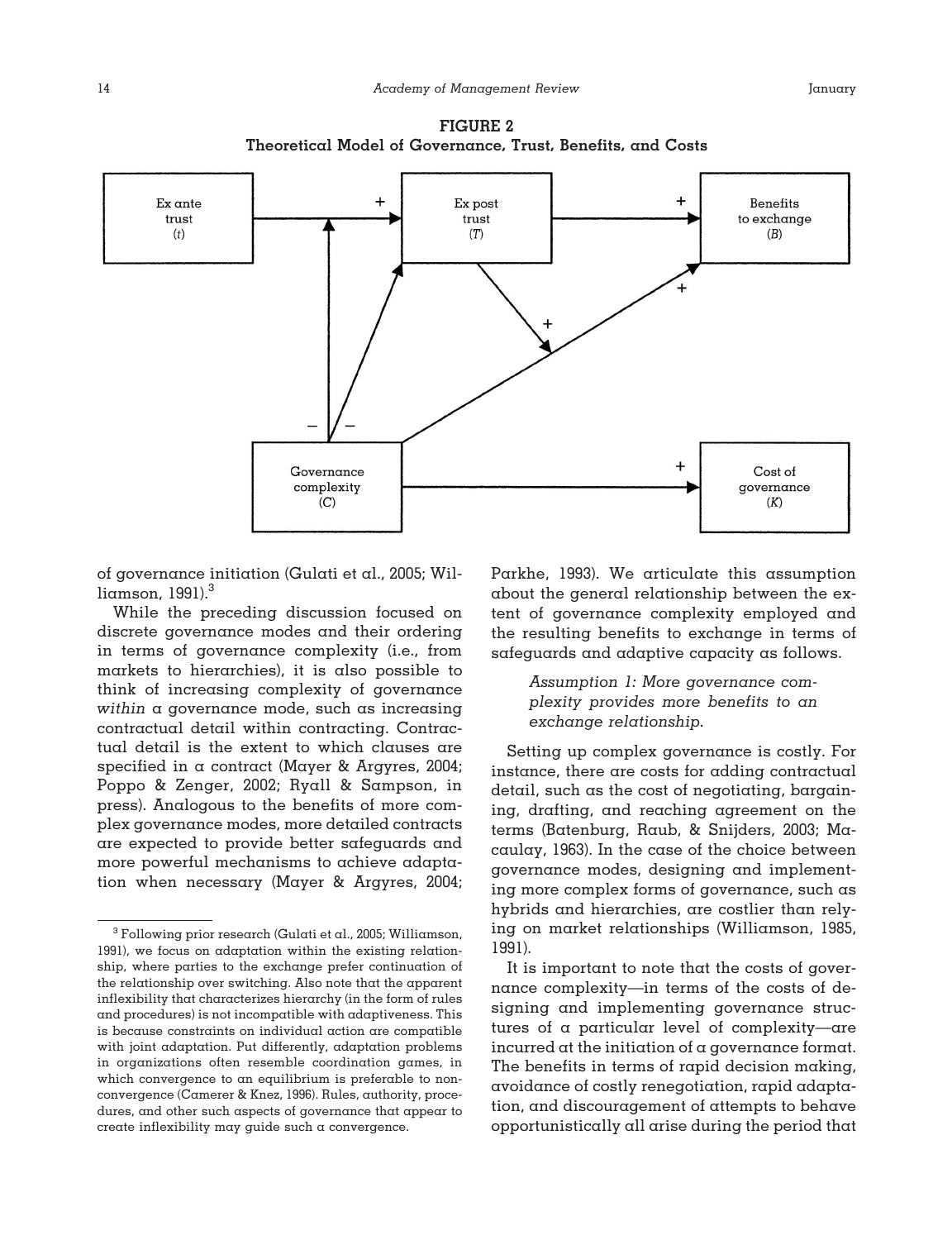**FIGURE 2**
**Theoretical Model of Governance, Trust, Benefits, and Costs**

of governance initiation (Gulati et al., 2005; Williamson, 1991).[3]

While the preceding discussion focused on discrete governance modes and their ordering in terms of governance complexity (i.e., from markets to hierarchies), it is also possible to think of increasing complexity of governance *within* a governance mode, such as increasing contractual detail within contracting. Contractual detail is the extent to which clauses are specified in a contract (Mayer & Argyres, 2004; Poppo & Zenger, 2002; Ryall & Sampson, in press). Analogous to the benefits of more complex governance modes, more detailed contracts are expected to provide better safeguards and more powerful mechanisms to achieve adaptation when necessary (Mayer & Argyres, 2004; Parkhe, 1993). We articulate this assumption about the general relationship between the extent of governance complexity employed and the resulting benefits to exchange in terms of safeguards and adaptive capacity as follows.

> *Assumption 1: More governance complexity provides more benefits to an exchange relationship.*

Setting up complex governance is costly. For instance, there are costs for adding contractual detail, such as the cost of negotiating, bargaining, drafting, and reaching agreement on the terms (Batenburg, Raub, & Snijders, 2003; Macaulay, 1963). In the case of the choice between governance modes, designing and implementing more complex forms of governance, such as hybrids and hierarchies, are costlier than relying on market relationships (Williamson, 1985, 1991).

It is important to note that the costs of governance complexity—in terms of the costs of designing and implementing governance structures of a particular level of complexity—are incurred at the initiation of a governance format. The benefits in terms of rapid decision making, avoidance of costly renegotiation, rapid adaptation, and discouragement of attempts to behave opportunistically all arise during the period that

[3] Following prior research (Gulati et al., 2005; Williamson, 1991), we focus on adaptation within the existing relationship, where parties to the exchange prefer continuation of the relationship over switching. Also note that the apparent inflexibility that characterizes hierarchy (in the form of rules and procedures) is not incompatible with adaptiveness. This is because constraints on individual action are compatible with joint adaptation. Put differently, adaptation problems in organizations often resemble coordination games, in which convergence to an equilibrium is preferable to nonconvergence (Camerer & Knez, 1996). Rules, authority, procedures, and other such aspects of governance that appear to create inflexibility may guide such a convergence.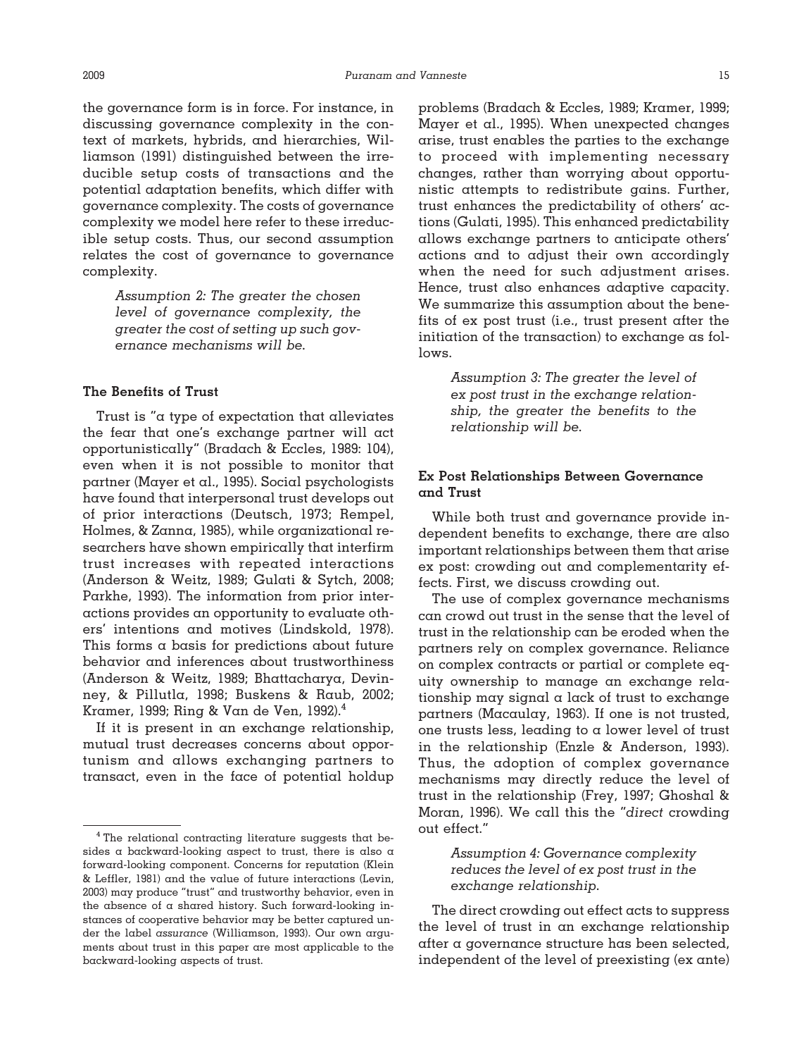the governance form is in force. For instance, in discussing governance complexity in the context of markets, hybrids, and hierarchies, Williamson (1991) distinguished between the irreducible setup costs of transactions and the potential adaptation benefits, which differ with governance complexity. The costs of governance complexity we model here refer to these irreducible setup costs. Thus, our second assumption relates the cost of governance to governance complexity.

> *Assumption 2: The greater the chosen level of governance complexity, the greater the cost of setting up such governance mechanisms will be.*

### The Benefits of Trust

Trust is "a type of expectation that alleviates the fear that one's exchange partner will act opportunistically" (Bradach & Eccles, 1989: 104), even when it is not possible to monitor that partner (Mayer et al., 1995). Social psychologists have found that interpersonal trust develops out of prior interactions (Deutsch, 1973; Rempel, Holmes, & Zanna, 1985), while organizational researchers have shown empirically that interfirm trust increases with repeated interactions (Anderson & Weitz, 1989; Gulati & Sytch, 2008; Parkhe, 1993). The information from prior interactions provides an opportunity to evaluate others' intentions and motives (Lindskold, 1978). This forms a basis for predictions about future behavior and inferences about trustworthiness (Anderson & Weitz, 1989; Bhattacharya, Devinney, & Pillutla, 1998; Buskens & Raub, 2002; Kramer, 1999; Ring & Van de Ven, 1992).[4]

If it is present in an exchange relationship, mutual trust decreases concerns about opportunism and allows exchanging partners to transact, even in the face of potential holdup problems (Bradach & Eccles, 1989; Kramer, 1999; Mayer et al., 1995). When unexpected changes arise, trust enables the parties to the exchange to proceed with implementing necessary changes, rather than worrying about opportunistic attempts to redistribute gains. Further, trust enhances the predictability of others' actions (Gulati, 1995). This enhanced predictability allows exchange partners to anticipate others' actions and to adjust their own accordingly when the need for such adjustment arises. Hence, trust also enhances adaptive capacity. We summarize this assumption about the benefits of ex post trust (i.e., trust present after the initiation of the transaction) to exchange as follows.

> *Assumption 3: The greater the level of ex post trust in the exchange relationship, the greater the benefits to the relationship will be.*

### Ex Post Relationships Between Governance and Trust

While both trust and governance provide independent benefits to exchange, there are also important relationships between them that arise ex post: crowding out and complementarity effects. First, we discuss crowding out.

The use of complex governance mechanisms can crowd out trust in the sense that the level of trust in the relationship can be eroded when the partners rely on complex governance. Reliance on complex contracts or partial or complete equity ownership to manage an exchange relationship may signal a lack of trust to exchange partners (Macaulay, 1963). If one is not trusted, one trusts less, leading to a lower level of trust in the relationship (Enzle & Anderson, 1993). Thus, the adoption of complex governance mechanisms may directly reduce the level of trust in the relationship (Frey, 1997; Ghoshal & Moran, 1996). We call this the "*direct* crowding out effect."

> *Assumption 4: Governance complexity reduces the level of ex post trust in the exchange relationship.*

The direct crowding out effect acts to suppress the level of trust in an exchange relationship after a governance structure has been selected, independent of the level of preexisting (ex ante)

[4] The relational contracting literature suggests that besides a backward-looking aspect to trust, there is also a forward-looking component. Concerns for reputation (Klein & Leffler, 1981) and the value of future interactions (Levin, 2003) may produce "trust" and trustworthy behavior, even in the absence of a shared history. Such forward-looking instances of cooperative behavior may be better captured under the label *assurance* (Williamson, 1993). Our own arguments about trust in this paper are most applicable to the backward-looking aspects of trust.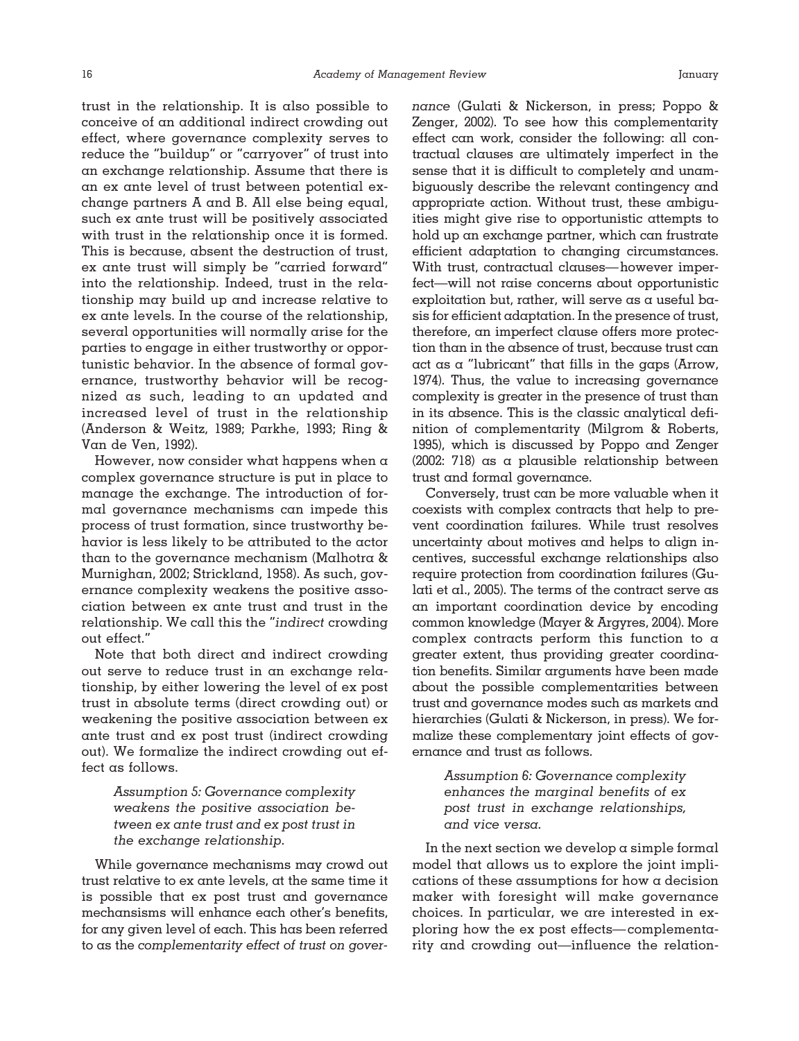trust in the relationship. It is also possible to conceive of an additional indirect crowding out effect, where governance complexity serves to reduce the "buildup" or "carryover" of trust into an exchange relationship. Assume that there is an ex ante level of trust between potential exchange partners A and B. All else being equal, such ex ante trust will be positively associated with trust in the relationship once it is formed. This is because, absent the destruction of trust, ex ante trust will simply be "carried forward" into the relationship. Indeed, trust in the relationship may build up and increase relative to ex ante levels. In the course of the relationship, several opportunities will normally arise for the parties to engage in either trustworthy or opportunistic behavior. In the absence of formal governance, trustworthy behavior will be recognized as such, leading to an updated and increased level of trust in the relationship (Anderson & Weitz, 1989; Parkhe, 1993; Ring & Van de Ven, 1992).

However, now consider what happens when a complex governance structure is put in place to manage the exchange. The introduction of formal governance mechanisms can impede this process of trust formation, since trustworthy behavior is less likely to be attributed to the actor than to the governance mechanism (Malhotra & Murnighan, 2002; Strickland, 1958). As such, governance complexity weakens the positive association between ex ante trust and trust in the relationship. We call this the "*indirect* crowding out effect."

Note that both direct and indirect crowding out serve to reduce trust in an exchange relationship, by either lowering the level of ex post trust in absolute terms (direct crowding out) or weakening the positive association between ex ante trust and ex post trust (indirect crowding out). We formalize the indirect crowding out effect as follows.

> *Assumption 5: Governance complexity weakens the positive association between ex ante trust and ex post trust in the exchange relationship.*

While governance mechanisms may crowd out trust relative to ex ante levels, at the same time it is possible that ex post trust and governance mechansisms will enhance each other's benefits, for any given level of each. This has been referred to as the *complementarity effect of trust on governance* (Gulati & Nickerson, in press; Poppo & Zenger, 2002). To see how this complementarity effect can work, consider the following: all contractual clauses are ultimately imperfect in the sense that it is difficult to completely and unambiguously describe the relevant contingency and appropriate action. Without trust, these ambiguities might give rise to opportunistic attempts to hold up an exchange partner, which can frustrate efficient adaptation to changing circumstances. With trust, contractual clauses—however imperfect—will not raise concerns about opportunistic exploitation but, rather, will serve as a useful basis for efficient adaptation. In the presence of trust, therefore, an imperfect clause offers more protection than in the absence of trust, because trust can act as a "lubricant" that fills in the gaps (Arrow, 1974). Thus, the value to increasing governance complexity is greater in the presence of trust than in its absence. This is the classic analytical definition of complementarity (Milgrom & Roberts, 1995), which is discussed by Poppo and Zenger (2002: 718) as a plausible relationship between trust and formal governance.

Conversely, trust can be more valuable when it coexists with complex contracts that help to prevent coordination failures. While trust resolves uncertainty about motives and helps to align incentives, successful exchange relationships also require protection from coordination failures (Gulati et al., 2005). The terms of the contract serve as an important coordination device by encoding common knowledge (Mayer & Argyres, 2004). More complex contracts perform this function to a greater extent, thus providing greater coordination benefits. Similar arguments have been made about the possible complementarities between trust and governance modes such as markets and hierarchies (Gulati & Nickerson, in press). We formalize these complementary joint effects of governance and trust as follows.

> *Assumption 6: Governance complexity enhances the marginal benefits of ex post trust in exchange relationships, and vice versa.*

In the next section we develop a simple formal model that allows us to explore the joint implications of these assumptions for how a decision maker with foresight will make governance choices. In particular, we are interested in exploring how the ex post effects—complementarity and crowding out—influence the relation-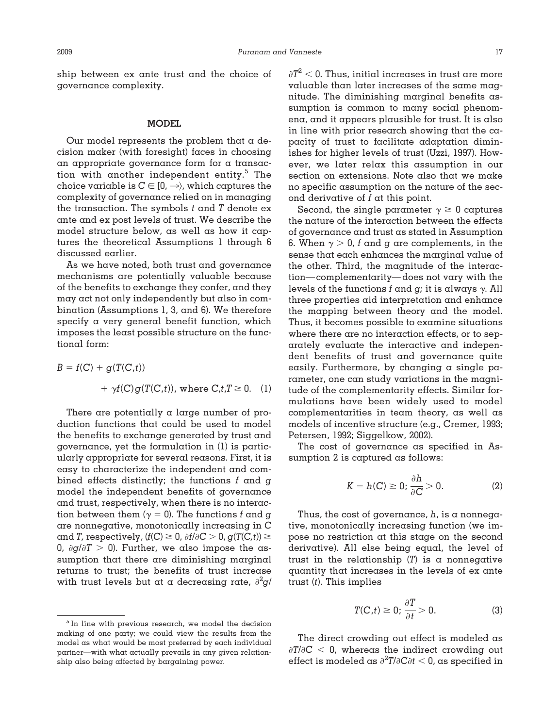ship between ex ante trust and the choice of governance complexity.

## MODEL

Our model represents the problem that a decision maker (with foresight) faces in choosing an appropriate governance form for a transaction with another independent entity.[5] The choice variable is $C \in [0, \rightarrow\rangle$, which captures the complexity of governance relied on in managing the transaction. The symbols $t$ and $T$ denote ex ante and ex post levels of trust. We describe the model structure below, as well as how it captures the theoretical Assumptions 1 through 6 discussed earlier.

As we have noted, both trust and governance mechanisms are potentially valuable because of the benefits to exchange they confer, and they may act not only independently but also in combination (Assumptions 1, 3, and 6). We therefore specify a very general benefit function, which imposes the least possible structure on the functional form:

$$B = f(C) + g(T(C,t)) + \gamma f(C) g(T(C,t)), \text{ where } C,t,T \geq 0. \quad (1)$$

There are potentially a large number of production functions that could be used to model the benefits to exchange generated by trust and governance, yet the formulation in (1) is particularly appropriate for several reasons. First, it is easy to characterize the independent and combined effects distinctly; the functions $f$ and $g$ model the independent benefits of governance and trust, respectively, when there is no interaction between them ($\gamma = 0$). The functions $f$ and $g$ are nonnegative, monotonically increasing in $C$ and $T$, respectively, ($f(C) \geq 0$, $\partial f/\partial C > 0$, $g(T(C,t)) \geq 0$, $\partial g/\partial T > 0$). Further, we also impose the assumption that there are diminishing marginal returns to trust; the benefits of trust increase with trust levels but at a decreasing rate, $\partial^2 g/\partial T^2 < 0$. Thus, initial increases in trust are more valuable than later increases of the same magnitude. The diminishing marginal benefits assumption is common to many social phenomena, and it appears plausible for trust. It is also in line with prior research showing that the capacity of trust to facilitate adaptation diminishes for higher levels of trust (Uzzi, 1997). However, we later relax this assumption in our section on extensions. Note also that we make no specific assumption on the nature of the second derivative of $f$ at this point.

Second, the single parameter $\gamma \geq 0$ captures the nature of the interaction between the effects of governance and trust as stated in Assumption 6. When $\gamma > 0$, $f$ and $g$ are complements, in the sense that each enhances the marginal value of the other. Third, the magnitude of the interaction—complementarity—does not vary with the levels of the functions $f$ and $g$; it is always $\gamma$. All three properties aid interpretation and enhance the mapping between theory and the model. Thus, it becomes possible to examine situations where there are no interaction effects, or to separately evaluate the interactive and independent benefits of trust and governance quite easily. Furthermore, by changing a single parameter, one can study variations in the magnitude of the complementarity effects. Similar formulations have been widely used to model complementarities in team theory, as well as models of incentive structure (e.g., Cremer, 1993; Petersen, 1992; Siggelkow, 2002).

The cost of governance as specified in Assumption 2 is captured as follows:

$$K = h(C) \geq 0; \frac{\partial h}{\partial C} > 0. \quad (2)$$

Thus, the cost of governance, $h$, is a nonnegative, monotonically increasing function (we impose no restriction at this stage on the second derivative). All else being equal, the level of trust in the relationship ($T$) is a nonnegative quantity that increases in the levels of ex ante trust ($t$). This implies

$$T(C,t) \geq 0; \frac{\partial T}{\partial t} > 0. \quad (3)$$

The direct crowding out effect is modeled as $\partial T/\partial C < 0$, whereas the indirect crowding out effect is modeled as $\partial^2 T/\partial C \partial t < 0$, as specified in

[5] In line with previous research, we model the decision making of one party; we could view the results from the model as what would be most preferred by each individual partner—with what actually prevails in any given relationship also being affected by bargaining power.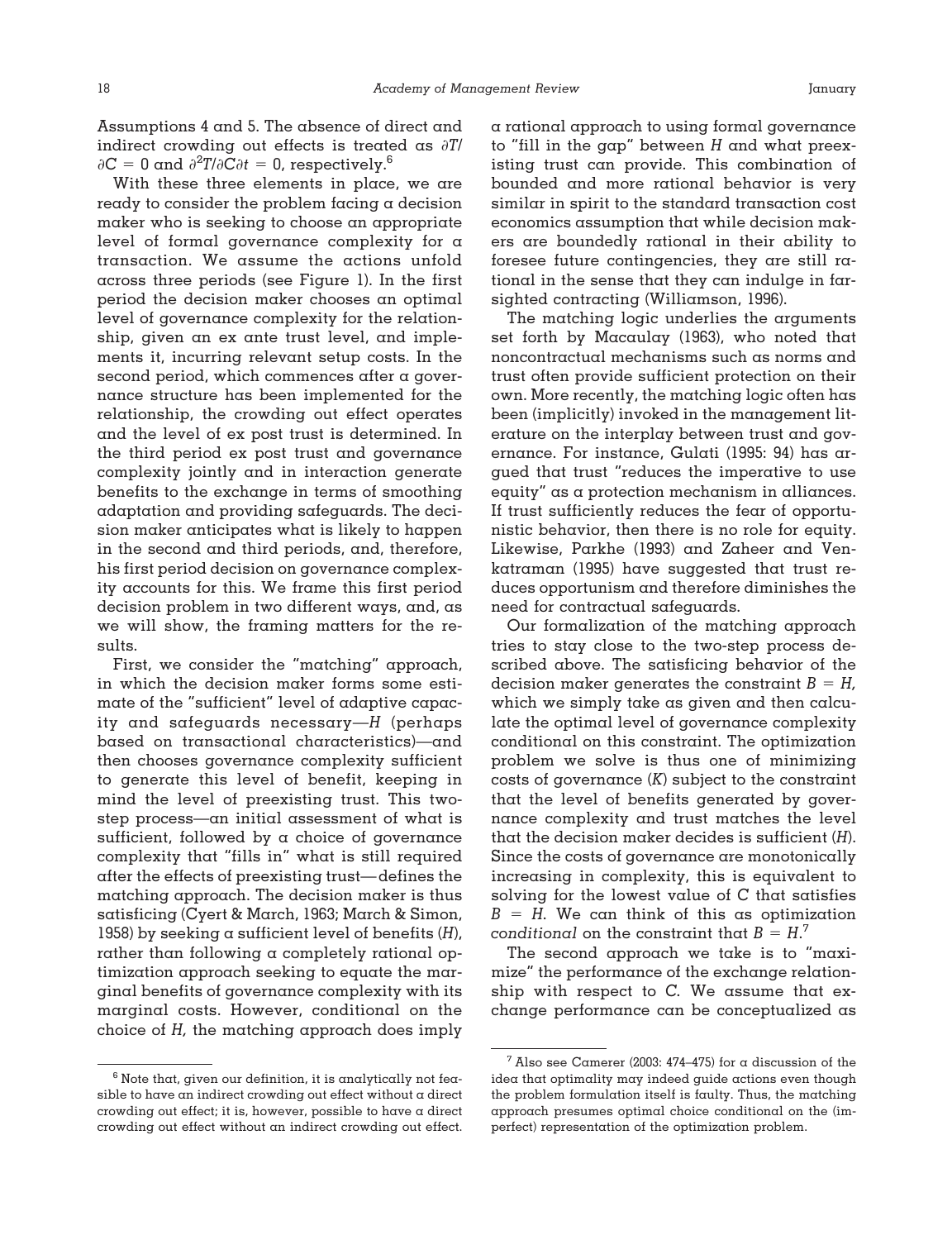Assumptions 4 and 5. The absence of direct and indirect crowding out effects is treated as $\partial T/\partial C = 0$ and $\partial^2 T/\partial C \partial t = 0$, respectively.[6]

With these three elements in place, we are ready to consider the problem facing a decision maker who is seeking to choose an appropriate level of formal governance complexity for a transaction. We assume the actions unfold across three periods (see Figure 1). In the first period the decision maker chooses an optimal level of governance complexity for the relationship, given an ex ante trust level, and implements it, incurring relevant setup costs. In the second period, which commences after a governance structure has been implemented for the relationship, the crowding out effect operates and the level of ex post trust is determined. In the third period ex post trust and governance complexity jointly and in interaction generate benefits to the exchange in terms of smoothing adaptation and providing safeguards. The decision maker anticipates what is likely to happen in the second and third periods, and, therefore, his first period decision on governance complexity accounts for this. We frame this first period decision problem in two different ways, and, as we will show, the framing matters for the results.

First, we consider the "matching" approach, in which the decision maker forms some estimate of the "sufficient" level of adaptive capacity and safeguards necessary—$H$ (perhaps based on transactional characteristics)—and then chooses governance complexity sufficient to generate this level of benefit, keeping in mind the level of preexisting trust. This two-step process—an initial assessment of what is sufficient, followed by a choice of governance complexity that "fills in" what is still required after the effects of preexisting trust—defines the matching approach. The decision maker is thus satisficing (Cyert & March, 1963; March & Simon, 1958) by seeking a sufficient level of benefits ($H$), rather than following a completely rational optimization approach seeking to equate the marginal benefits of governance complexity with its marginal costs. However, conditional on the choice of $H$, the matching approach does imply a rational approach to using formal governance to "fill in the gap" between $H$ and what preexisting trust can provide. This combination of bounded and more rational behavior is very similar in spirit to the standard transaction cost economics assumption that while decision makers are boundedly rational in their ability to foresee future contingencies, they are still rational in the sense that they can indulge in farsighted contracting (Williamson, 1996).

The matching logic underlies the arguments set forth by Macaulay (1963), who noted that noncontractual mechanisms such as norms and trust often provide sufficient protection on their own. More recently, the matching logic often has been (implicitly) invoked in the management literature on the interplay between trust and governance. For instance, Gulati (1995: 94) has argued that trust "reduces the imperative to use equity" as a protection mechanism in alliances. If trust sufficiently reduces the fear of opportunistic behavior, then there is no role for equity. Likewise, Parkhe (1993) and Zaheer and Venkatraman (1995) have suggested that trust reduces opportunism and therefore diminishes the need for contractual safeguards.

Our formalization of the matching approach tries to stay close to the two-step process described above. The satisficing behavior of the decision maker generates the constraint $B = H$, which we simply take as given and then calculate the optimal level of governance complexity conditional on this constraint. The optimization problem we solve is thus one of minimizing costs of governance ($K$) subject to the constraint that the level of benefits generated by governance complexity and trust matches the level that the decision maker decides is sufficient ($H$). Since the costs of governance are monotonically increasing in complexity, this is equivalent to solving for the lowest value of $C$ that satisfies $B = H$. We can think of this as optimization *conditional* on the constraint that $B = H$.[7]

The second approach we take is to "maximize" the performance of the exchange relationship with respect to $C$. We assume that exchange performance can be conceptualized as

---

[6] Note that, given our definition, it is analytically not feasible to have an indirect crowding out effect without a direct crowding out effect; it is, however, possible to have a direct crowding out effect without an indirect crowding out effect.

[7] Also see Camerer (2003: 474–475) for a discussion of the idea that optimality may indeed guide actions even though the problem formulation itself is faulty. Thus, the matching approach presumes optimal choice conditional on the (imperfect) representation of the optimization problem.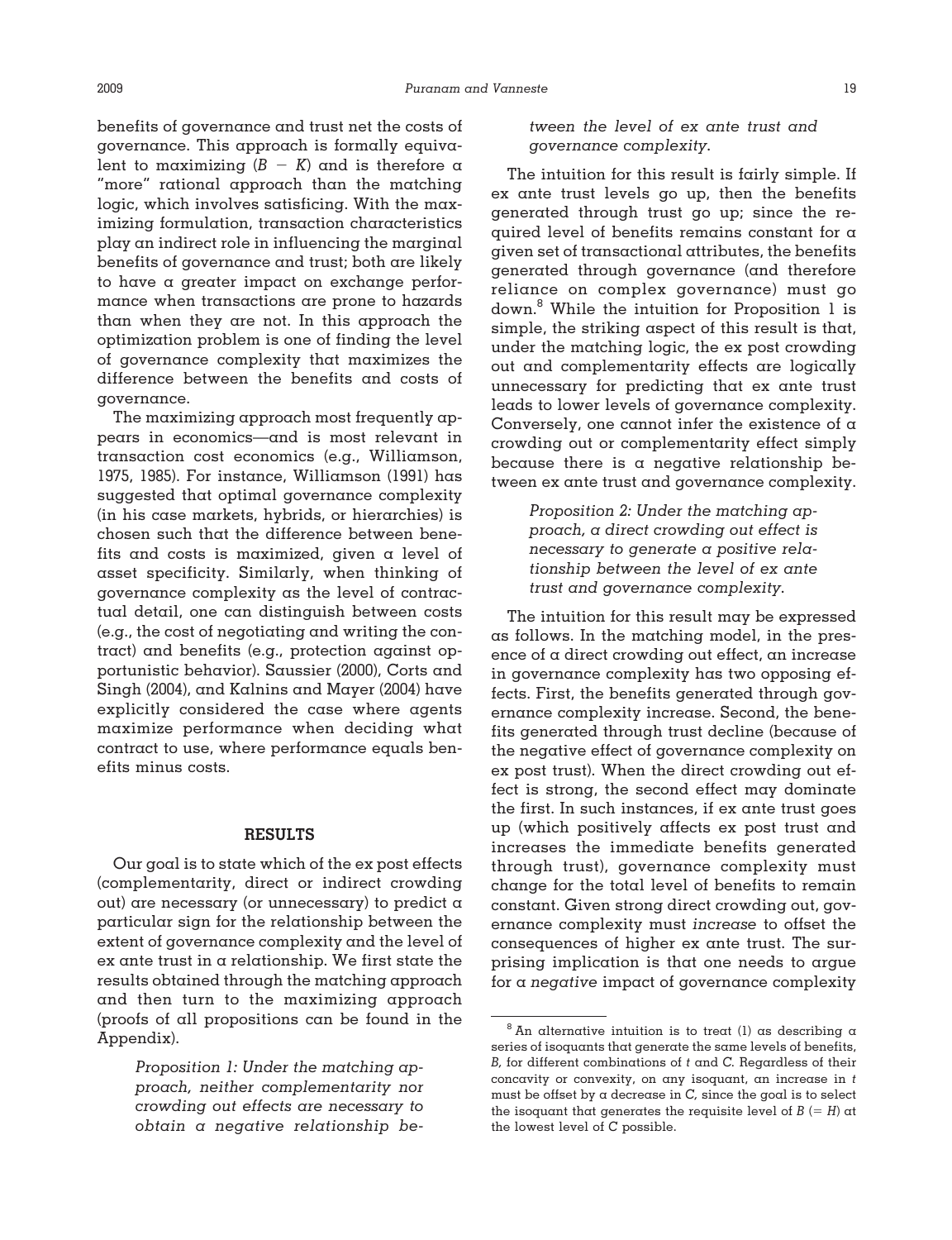benefits of governance and trust net the costs of governance. This approach is formally equivalent to maximizing $(B - K)$ and is therefore a "more" rational approach than the matching logic, which involves satisficing. With the maximizing formulation, transaction characteristics play an indirect role in influencing the marginal benefits of governance and trust; both are likely to have a greater impact on exchange performance when transactions are prone to hazards than when they are not. In this approach the optimization problem is one of finding the level of governance complexity that maximizes the difference between the benefits and costs of governance.

The maximizing approach most frequently appears in economics—and is most relevant in transaction cost economics (e.g., Williamson, 1975, 1985). For instance, Williamson (1991) has suggested that optimal governance complexity (in his case markets, hybrids, or hierarchies) is chosen such that the difference between benefits and costs is maximized, given a level of asset specificity. Similarly, when thinking of governance complexity as the level of contractual detail, one can distinguish between costs (e.g., the cost of negotiating and writing the contract) and benefits (e.g., protection against opportunistic behavior). Saussier (2000), Corts and Singh (2004), and Kalnins and Mayer (2004) have explicitly considered the case where agents maximize performance when deciding what contract to use, where performance equals benefits minus costs.

## RESULTS

Our goal is to state which of the ex post effects (complementarity, direct or indirect crowding out) are necessary (or unnecessary) to predict a particular sign for the relationship between the extent of governance complexity and the level of ex ante trust in a relationship. We first state the results obtained through the matching approach and then turn to the maximizing approach (proofs of all propositions can be found in the Appendix).

> *Proposition 1: Under the matching approach, neither complementarity nor crowding out effects are necessary to obtain a negative relationship between the level of ex ante trust and governance complexity.*

The intuition for this result is fairly simple. If ex ante trust levels go up, then the benefits generated through trust go up; since the required level of benefits remains constant for a given set of transactional attributes, the benefits generated through governance (and therefore reliance on complex governance) must go down.[8] While the intuition for Proposition 1 is simple, the striking aspect of this result is that, under the matching logic, the ex post crowding out and complementarity effects are logically unnecessary for predicting that ex ante trust leads to lower levels of governance complexity. Conversely, one cannot infer the existence of a crowding out or complementarity effect simply because there is a negative relationship between ex ante trust and governance complexity.

> *Proposition 2: Under the matching approach, a direct crowding out effect is necessary to generate a positive relationship between the level of ex ante trust and governance complexity.*

The intuition for this result may be expressed as follows. In the matching model, in the presence of a direct crowding out effect, an increase in governance complexity has two opposing effects. First, the benefits generated through governance complexity increase. Second, the benefits generated through trust decline (because of the negative effect of governance complexity on ex post trust). When the direct crowding out effect is strong, the second effect may dominate the first. In such instances, if ex ante trust goes up (which positively affects ex post trust and increases the immediate benefits generated through trust), governance complexity must change for the total level of benefits to remain constant. Given strong direct crowding out, governance complexity must *increase* to offset the consequences of higher ex ante trust. The surprising implication is that one needs to argue for a *negative* impact of governance complexity

[8] An alternative intuition is to treat (1) as describing a series of isoquants that generate the same levels of benefits, $B$, for different combinations of $t$ and $C$. Regardless of their concavity or convexity, on any isoquant, an increase in $t$ must be offset by a decrease in $C$, since the goal is to select the isoquant that generates the requisite level of $B$ $(= H)$ at the lowest level of $C$ possible.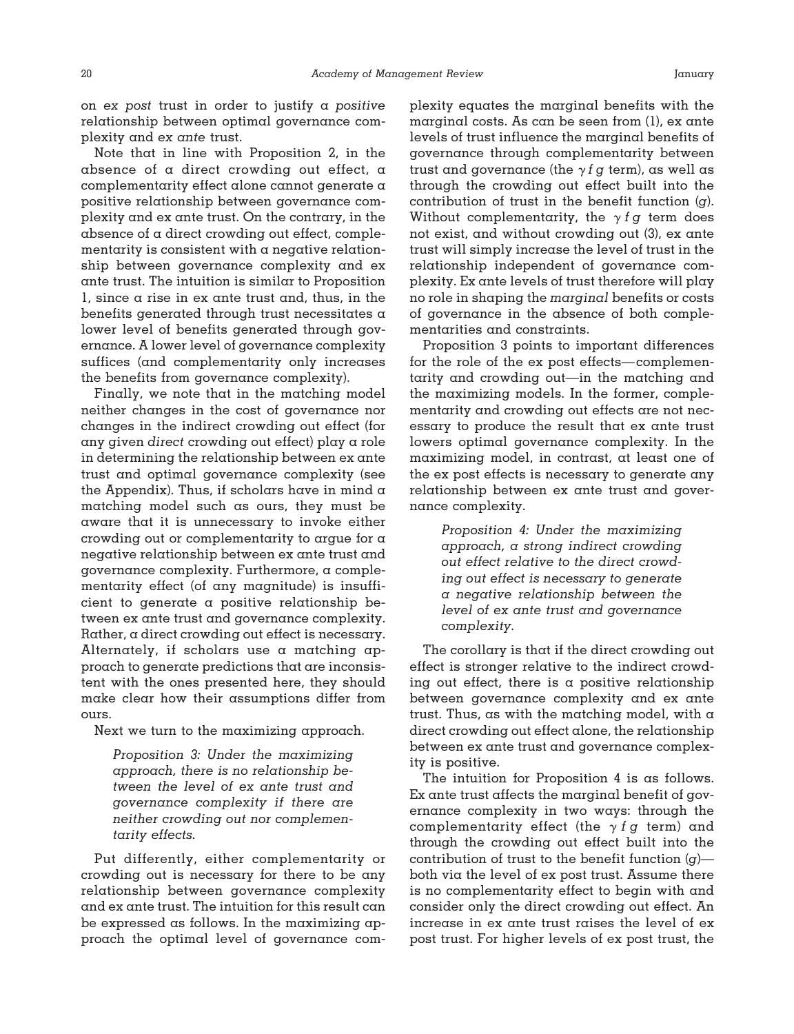on *ex post* trust in order to justify a *positive* relationship between optimal governance complexity and *ex ante* trust.

Note that in line with Proposition 2, in the absence of a direct crowding out effect, a complementarity effect alone cannot generate a positive relationship between governance complexity and ex ante trust. On the contrary, in the absence of a direct crowding out effect, complementarity is consistent with a negative relationship between governance complexity and ex ante trust. The intuition is similar to Proposition 1, since a rise in ex ante trust and, thus, in the benefits generated through trust necessitates a lower level of benefits generated through governance. A lower level of governance complexity suffices (and complementarity only increases the benefits from governance complexity).

Finally, we note that in the matching model neither changes in the cost of governance nor changes in the indirect crowding out effect (for any given *direct* crowding out effect) play a role in determining the relationship between ex ante trust and optimal governance complexity (see the Appendix). Thus, if scholars have in mind a matching model such as ours, they must be aware that it is unnecessary to invoke either crowding out or complementarity to argue for a negative relationship between ex ante trust and governance complexity. Furthermore, a complementarity effect (of any magnitude) is insufficient to generate a positive relationship between ex ante trust and governance complexity. Rather, a direct crowding out effect is necessary. Alternately, if scholars use a matching approach to generate predictions that are inconsistent with the ones presented here, they should make clear how their assumptions differ from ours.

Next we turn to the maximizing approach.

> *Proposition 3: Under the maximizing approach, there is no relationship between the level of ex ante trust and governance complexity if there are neither crowding out nor complementarity effects.*

Put differently, either complementarity or crowding out is necessary for there to be any relationship between governance complexity and ex ante trust. The intuition for this result can be expressed as follows. In the maximizing approach the optimal level of governance complexity equates the marginal benefits with the marginal costs. As can be seen from (1), ex ante levels of trust influence the marginal benefits of governance through complementarity between trust and governance (the $\gamma f g$ term), as well as through the crowding out effect built into the contribution of trust in the benefit function ($g$). Without complementarity, the $\gamma f g$ term does not exist, and without crowding out (3), ex ante trust will simply increase the level of trust in the relationship independent of governance complexity. Ex ante levels of trust therefore will play no role in shaping the *marginal* benefits or costs of governance in the absence of both complementarities and constraints.

Proposition 3 points to important differences for the role of the ex post effects—complementarity and crowding out—in the matching and the maximizing models. In the former, complementarity and crowding out effects are not necessary to produce the result that ex ante trust lowers optimal governance complexity. In the maximizing model, in contrast, at least one of the ex post effects is necessary to generate any relationship between ex ante trust and governance complexity.

> *Proposition 4: Under the maximizing approach, a strong indirect crowding out effect relative to the direct crowding out effect is necessary to generate a negative relationship between the level of ex ante trust and governance complexity.*

The corollary is that if the direct crowding out effect is stronger relative to the indirect crowding out effect, there is a positive relationship between governance complexity and ex ante trust. Thus, as with the matching model, with a direct crowding out effect alone, the relationship between ex ante trust and governance complexity is positive.

The intuition for Proposition 4 is as follows. Ex ante trust affects the marginal benefit of governance complexity in two ways: through the complementarity effect (the $\gamma f g$ term) and through the crowding out effect built into the contribution of trust to the benefit function ($g$)—both via the level of ex post trust. Assume there is no complementarity effect to begin with and consider only the direct crowding out effect. An increase in ex ante trust raises the level of ex post trust. For higher levels of ex post trust, the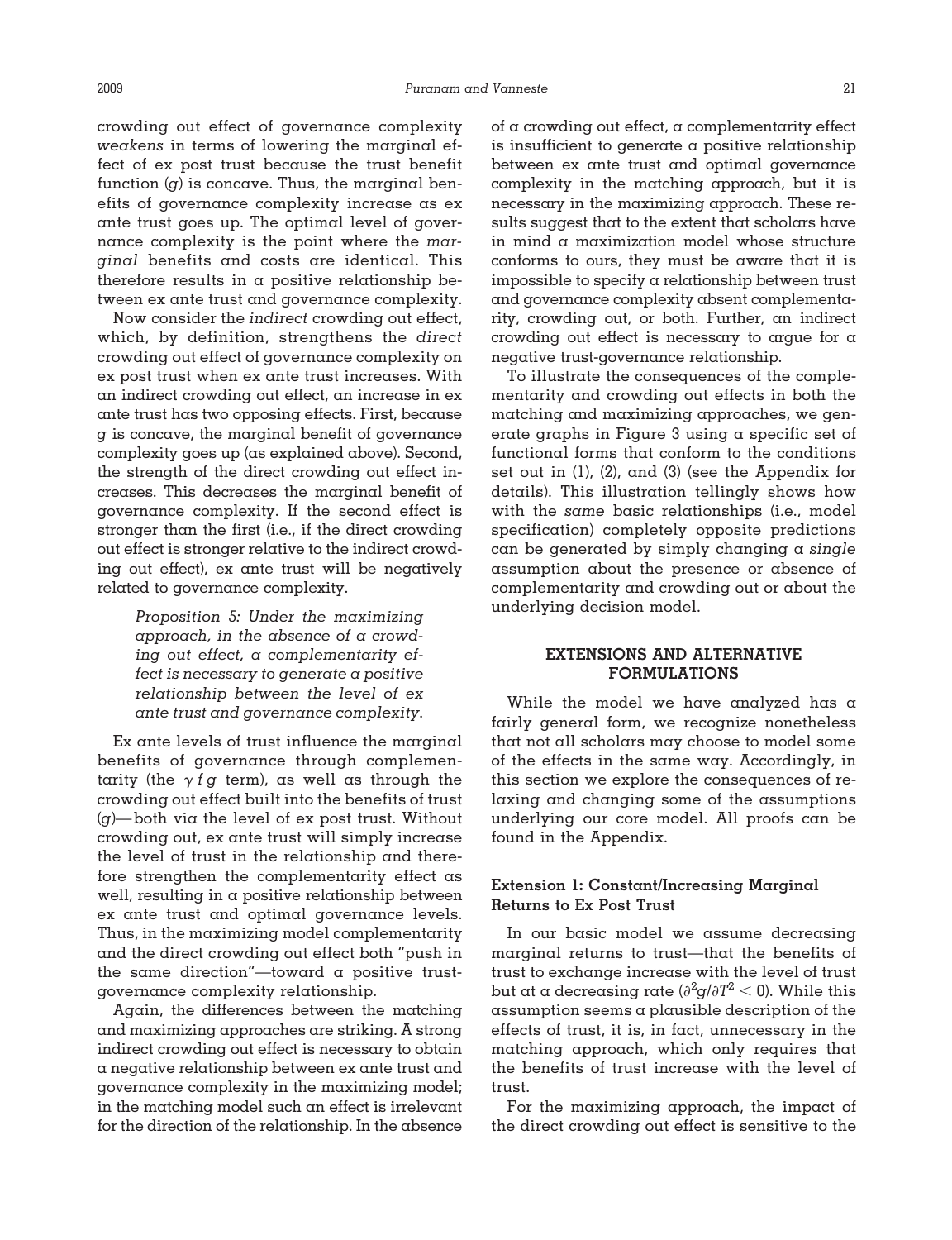crowding out effect of governance complexity *weakens* in terms of lowering the marginal effect of ex post trust because the trust benefit function ($g$) is concave. Thus, the marginal benefits of governance complexity increase as ex ante trust goes up. The optimal level of governance complexity is the point where the *marginal* benefits and costs are identical. This therefore results in a positive relationship between ex ante trust and governance complexity.

Now consider the *indirect* crowding out effect, which, by definition, strengthens the *direct* crowding out effect of governance complexity on ex post trust when ex ante trust increases. With an indirect crowding out effect, an increase in ex ante trust has two opposing effects. First, because $g$ is concave, the marginal benefit of governance complexity goes up (as explained above). Second, the strength of the direct crowding out effect increases. This decreases the marginal benefit of governance complexity. If the second effect is stronger than the first (i.e., if the direct crowding out effect is stronger relative to the indirect crowding out effect), ex ante trust will be negatively related to governance complexity.

> *Proposition 5: Under the maximizing approach, in the absence of a crowding out effect, a complementarity effect is necessary to generate a positive relationship between the level of ex ante trust and governance complexity.*

Ex ante levels of trust influence the marginal benefits of governance through complementarity (the $\gamma f g$ term), as well as through the crowding out effect built into the benefits of trust ($g$)—both via the level of ex post trust. Without crowding out, ex ante trust will simply increase the level of trust in the relationship and therefore strengthen the complementarity effect as well, resulting in a positive relationship between ex ante trust and optimal governance levels. Thus, in the maximizing model complementarity and the direct crowding out effect both "push in the same direction"—toward a positive trust-governance complexity relationship.

Again, the differences between the matching and maximizing approaches are striking. A strong indirect crowding out effect is necessary to obtain a negative relationship between ex ante trust and governance complexity in the maximizing model; in the matching model such an effect is irrelevant for the direction of the relationship. In the absence of a crowding out effect, a complementarity effect is insufficient to generate a positive relationship between ex ante trust and optimal governance complexity in the matching approach, but it is necessary in the maximizing approach. These results suggest that to the extent that scholars have in mind a maximization model whose structure conforms to ours, they must be aware that it is impossible to specify a relationship between trust and governance complexity absent complementarity, crowding out, or both. Further, an indirect crowding out effect is necessary to argue for a negative trust-governance relationship.

To illustrate the consequences of the complementarity and crowding out effects in both the matching and maximizing approaches, we generate graphs in Figure 3 using a specific set of functional forms that conform to the conditions set out in (1), (2), and (3) (see the Appendix for details). This illustration tellingly shows how with the *same* basic relationships (i.e., model specification) completely opposite predictions can be generated by simply changing a *single* assumption about the presence or absence of complementarity and crowding out or about the underlying decision model.

## EXTENSIONS AND ALTERNATIVE FORMULATIONS

While the model we have analyzed has a fairly general form, we recognize nonetheless that not all scholars may choose to model some of the effects in the same way. Accordingly, in this section we explore the consequences of relaxing and changing some of the assumptions underlying our core model. All proofs can be found in the Appendix.

### Extension 1: Constant/Increasing Marginal Returns to Ex Post Trust

In our basic model we assume decreasing marginal returns to trust—that the benefits of trust to exchange increase with the level of trust but at a decreasing rate ($\partial^2 g/\partial T^2 < 0$). While this assumption seems a plausible description of the effects of trust, it is, in fact, unnecessary in the matching approach, which only requires that the benefits of trust increase with the level of trust.

For the maximizing approach, the impact of the direct crowding out effect is sensitive to the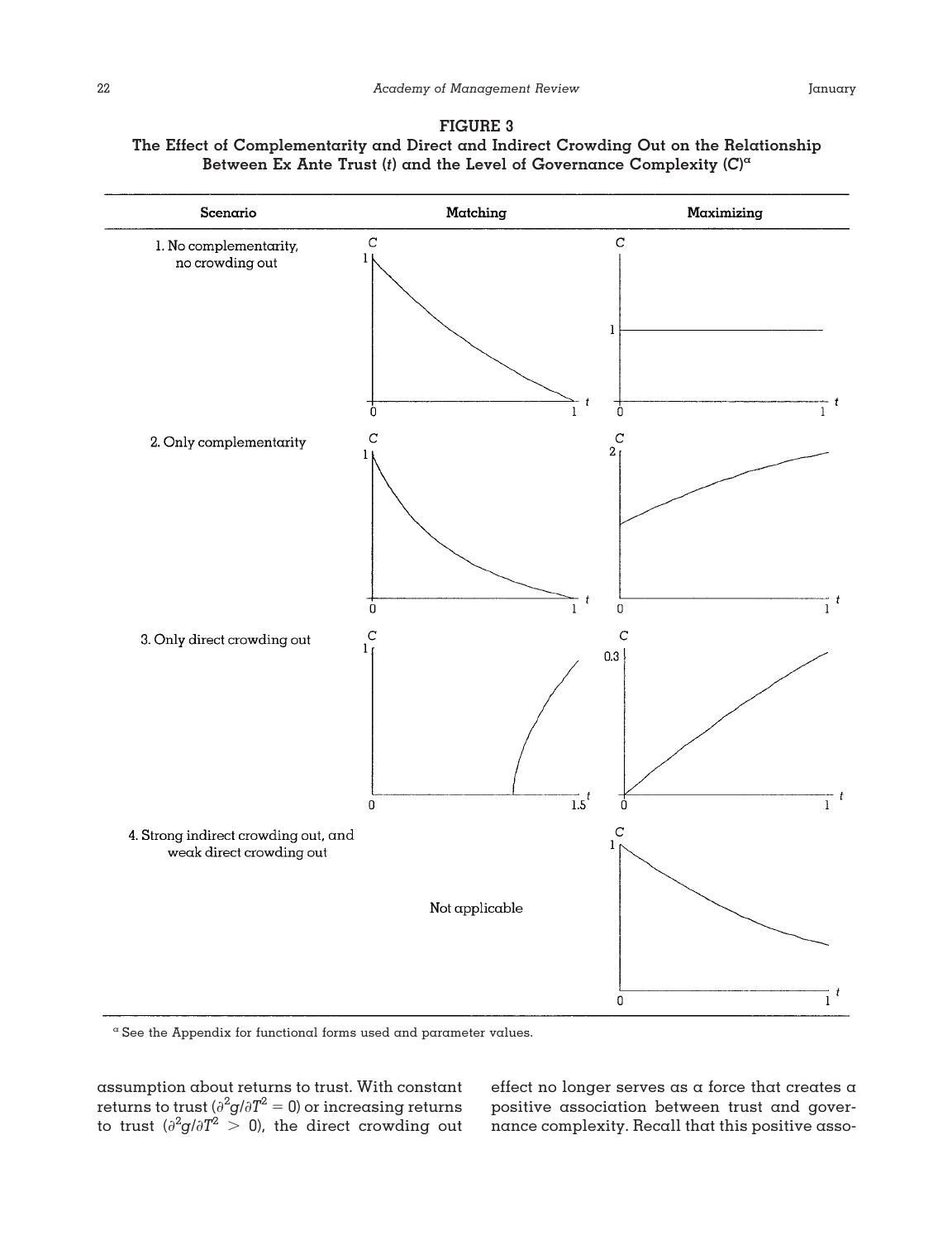**FIGURE 3**

**The Effect of Complementarity and Direct and Indirect Crowding Out on the Relationship Between Ex Ante Trust ($t$) and the Level of Governance Complexity ($C$)[a]**

| Scenario | Matching | Maximizing |
| --- | --- | --- |
| 1. No complementarity, no crowding out | | |
| 2. Only complementarity | | |
| 3. Only direct crowding out | | |
| 4. Strong indirect crowding out, and weak direct crowding out | Not applicable | |

[a] See the Appendix for functional forms used and parameter values.

assumption about returns to trust. With constant returns to trust ($\partial^2 g/\partial T^2 = 0$) or increasing returns to trust ($\partial^2 g/\partial T^2 > 0$), the direct crowding out effect no longer serves as a force that creates a positive association between trust and governance complexity. Recall that this positive asso-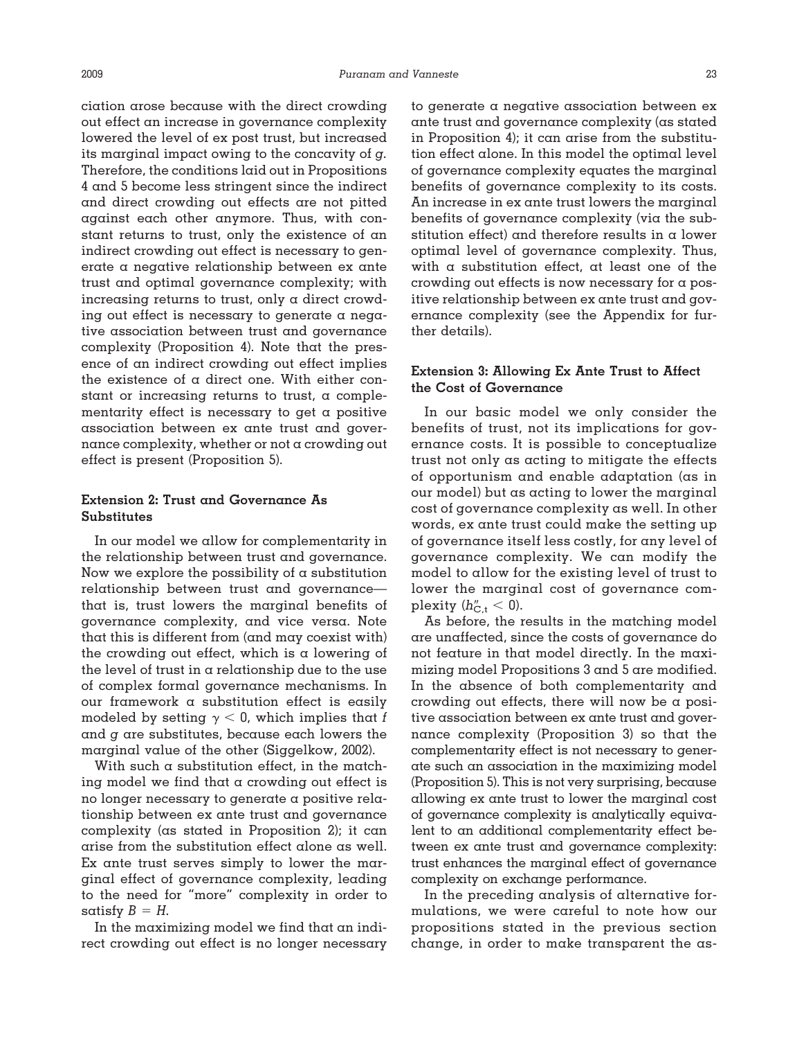ciation arose because with the direct crowding out effect an increase in governance complexity lowered the level of ex post trust, but increased its marginal impact owing to the concavity of $g$. Therefore, the conditions laid out in Propositions 4 and 5 become less stringent since the indirect and direct crowding out effects are not pitted against each other anymore. Thus, with constant returns to trust, only the existence of an indirect crowding out effect is necessary to generate a negative relationship between ex ante trust and optimal governance complexity; with increasing returns to trust, only a direct crowding out effect is necessary to generate a negative association between trust and governance complexity (Proposition 4). Note that the presence of an indirect crowding out effect implies the existence of a direct one. With either constant or increasing returns to trust, a complementarity effect is necessary to get a positive association between ex ante trust and governance complexity, whether or not a crowding out effect is present (Proposition 5).

### Extension 2: Trust and Governance As Substitutes

In our model we allow for complementarity in the relationship between trust and governance. Now we explore the possibility of a substitution relationship between trust and governance—that is, trust lowers the marginal benefits of governance complexity, and vice versa. Note that this is different from (and may coexist with) the crowding out effect, which is a lowering of the level of trust in a relationship due to the use of complex formal governance mechanisms. In our framework a substitution effect is easily modeled by setting $\gamma < 0$, which implies that $f$ and $g$ are substitutes, because each lowers the marginal value of the other (Siggelkow, 2002).

With such a substitution effect, in the matching model we find that a crowding out effect is no longer necessary to generate a positive relationship between ex ante trust and governance complexity (as stated in Proposition 2); it can arise from the substitution effect alone as well. Ex ante trust serves simply to lower the marginal effect of governance complexity, leading to the need for "more" complexity in order to satisfy $B = H$.

In the maximizing model we find that an indirect crowding out effect is no longer necessary to generate a negative association between ex ante trust and governance complexity (as stated in Proposition 4); it can arise from the substitution effect alone. In this model the optimal level of governance complexity equates the marginal benefits of governance complexity to its costs. An increase in ex ante trust lowers the marginal benefits of governance complexity (via the substitution effect) and therefore results in a lower optimal level of governance complexity. Thus, with a substitution effect, at least one of the crowding out effects is now necessary for a positive relationship between ex ante trust and governance complexity (see the Appendix for further details).

### Extension 3: Allowing Ex Ante Trust to Affect the Cost of Governance

In our basic model we only consider the benefits of trust, not its implications for governance costs. It is possible to conceptualize trust not only as acting to mitigate the effects of opportunism and enable adaptation (as in our model) but as acting to lower the marginal cost of governance complexity as well. In other words, ex ante trust could make the setting up of governance itself less costly, for any level of governance complexity. We can modify the model to allow for the existing level of trust to lower the marginal cost of governance complexity ($h''_{C,t} < 0$).

As before, the results in the matching model are unaffected, since the costs of governance do not feature in that model directly. In the maximizing model Propositions 3 and 5 are modified. In the absence of both complementarity and crowding out effects, there will now be a positive association between ex ante trust and governance complexity (Proposition 3) so that the complementarity effect is not necessary to generate such an association in the maximizing model (Proposition 5). This is not very surprising, because allowing ex ante trust to lower the marginal cost of governance complexity is analytically equivalent to an additional complementarity effect between ex ante trust and governance complexity: trust enhances the marginal effect of governance complexity on exchange performance.

In the preceding analysis of alternative formulations, we were careful to note how our propositions stated in the previous section change, in order to make transparent the as-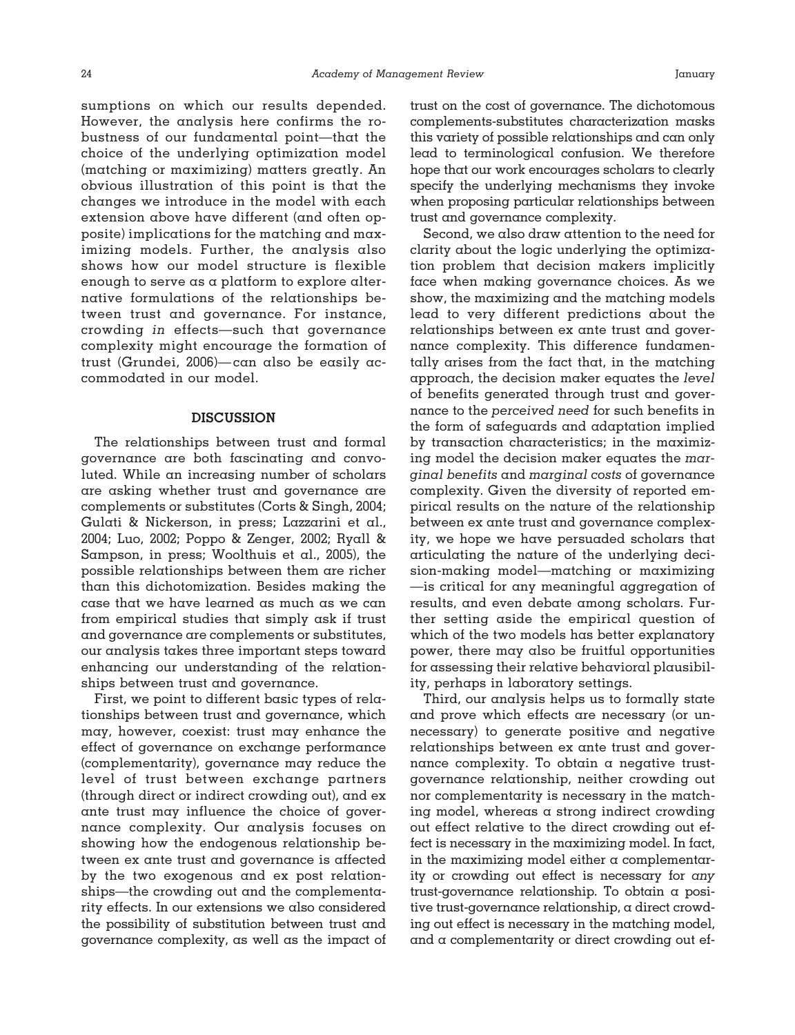sumptions on which our results depended. However, the analysis here confirms the robustness of our fundamental point—that the choice of the underlying optimization model (matching or maximizing) matters greatly. An obvious illustration of this point is that the changes we introduce in the model with each extension above have different (and often opposite) implications for the matching and maximizing models. Further, the analysis also shows how our model structure is flexible enough to serve as a platform to explore alternative formulations of the relationships between trust and governance. For instance, crowding *in* effects—such that governance complexity might encourage the formation of trust (Grundei, 2006)—can also be easily accommodated in our model.

## DISCUSSION

The relationships between trust and formal governance are both fascinating and convoluted. While an increasing number of scholars are asking whether trust and governance are complements or substitutes (Corts & Singh, 2004; Gulati & Nickerson, in press; Lazzarini et al., 2004; Luo, 2002; Poppo & Zenger, 2002; Ryall & Sampson, in press; Woolthuis et al., 2005), the possible relationships between them are richer than this dichotomization. Besides making the case that we have learned as much as we can from empirical studies that simply ask if trust and governance are complements or substitutes, our analysis takes three important steps toward enhancing our understanding of the relationships between trust and governance.

First, we point to different basic types of relationships between trust and governance, which may, however, coexist: trust may enhance the effect of governance on exchange performance (complementarity), governance may reduce the level of trust between exchange partners (through direct or indirect crowding out), and ex ante trust may influence the choice of governance complexity. Our analysis focuses on showing how the endogenous relationship between ex ante trust and governance is affected by the two exogenous and ex post relationships—the crowding out and the complementarity effects. In our extensions we also considered the possibility of substitution between trust and governance complexity, as well as the impact of trust on the cost of governance. The dichotomous complements-substitutes characterization masks this variety of possible relationships and can only lead to terminological confusion. We therefore hope that our work encourages scholars to clearly specify the underlying mechanisms they invoke when proposing particular relationships between trust and governance complexity.

Second, we also draw attention to the need for clarity about the logic underlying the optimization problem that decision makers implicitly face when making governance choices. As we show, the maximizing and the matching models lead to very different predictions about the relationships between ex ante trust and governance complexity. This difference fundamentally arises from the fact that, in the matching approach, the decision maker equates the *level* of benefits generated through trust and governance to the *perceived need* for such benefits in the form of safeguards and adaptation implied by transaction characteristics; in the maximizing model the decision maker equates the *marginal benefits* and *marginal costs* of governance complexity. Given the diversity of reported empirical results on the nature of the relationship between ex ante trust and governance complexity, we hope we have persuaded scholars that articulating the nature of the underlying decision-making model—matching or maximizing—is critical for any meaningful aggregation of results, and even debate among scholars. Further setting aside the empirical question of which of the two models has better explanatory power, there may also be fruitful opportunities for assessing their relative behavioral plausibility, perhaps in laboratory settings.

Third, our analysis helps us to formally state and prove which effects are necessary (or unnecessary) to generate positive and negative relationships between ex ante trust and governance complexity. To obtain a negative trust-governance relationship, neither crowding out nor complementarity is necessary in the matching model, whereas a strong indirect crowding out effect relative to the direct crowding out effect is necessary in the maximizing model. In fact, in the maximizing model either a complementarity or crowding out effect is necessary for *any* trust-governance relationship. To obtain a positive trust-governance relationship, a direct crowding out effect is necessary in the matching model, and a complementarity or direct crowding out ef-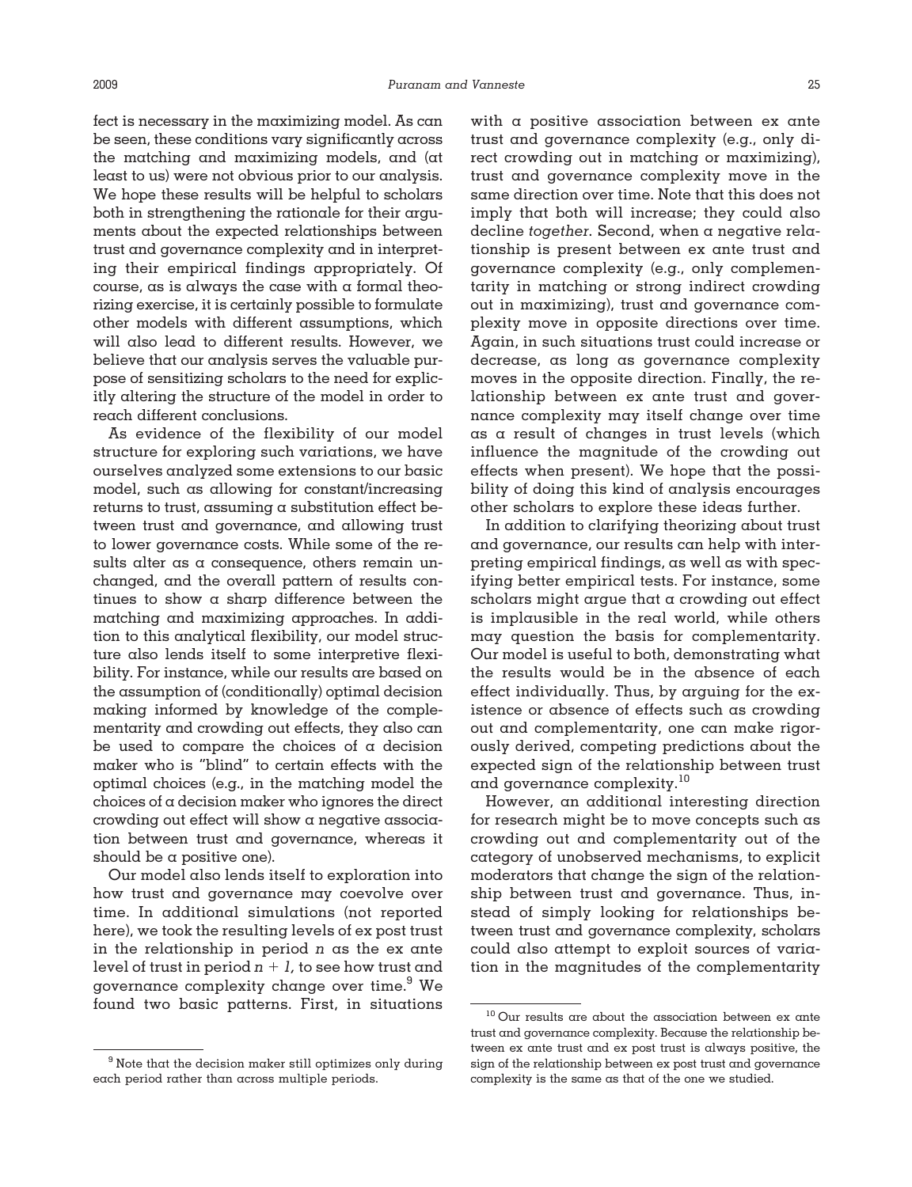fect is necessary in the maximizing model. As can be seen, these conditions vary significantly across the matching and maximizing models, and (at least to us) were not obvious prior to our analysis. We hope these results will be helpful to scholars both in strengthening the rationale for their arguments about the expected relationships between trust and governance complexity and in interpreting their empirical findings appropriately. Of course, as is always the case with a formal theorizing exercise, it is certainly possible to formulate other models with different assumptions, which will also lead to different results. However, we believe that our analysis serves the valuable purpose of sensitizing scholars to the need for explicitly altering the structure of the model in order to reach different conclusions.

As evidence of the flexibility of our model structure for exploring such variations, we have ourselves analyzed some extensions to our basic model, such as allowing for constant/increasing returns to trust, assuming a substitution effect between trust and governance, and allowing trust to lower governance costs. While some of the results alter as a consequence, others remain unchanged, and the overall pattern of results continues to show a sharp difference between the matching and maximizing approaches. In addition to this analytical flexibility, our model structure also lends itself to some interpretive flexibility. For instance, while our results are based on the assumption of (conditionally) optimal decision making informed by knowledge of the complementarity and crowding out effects, they also can be used to compare the choices of a decision maker who is "blind" to certain effects with the optimal choices (e.g., in the matching model the choices of a decision maker who ignores the direct crowding out effect will show a negative association between trust and governance, whereas it should be a positive one).

Our model also lends itself to exploration into how trust and governance may coevolve over time. In additional simulations (not reported here), we took the resulting levels of ex post trust in the relationship in period $n$ as the ex ante level of trust in period $n + 1$, to see how trust and governance complexity change over time.[9] We found two basic patterns. First, in situations with a positive association between ex ante trust and governance complexity (e.g., only direct crowding out in matching or maximizing), trust and governance complexity move in the same direction over time. Note that this does not imply that both will increase; they could also decline *together*. Second, when a negative relationship is present between ex ante trust and governance complexity (e.g., only complementarity in matching or strong indirect crowding out in maximizing), trust and governance complexity move in opposite directions over time. Again, in such situations trust could increase or decrease, as long as governance complexity moves in the opposite direction. Finally, the relationship between ex ante trust and governance complexity may itself change over time as a result of changes in trust levels (which influence the magnitude of the crowding out effects when present). We hope that the possibility of doing this kind of analysis encourages other scholars to explore these ideas further.

In addition to clarifying theorizing about trust and governance, our results can help with interpreting empirical findings, as well as with specifying better empirical tests. For instance, some scholars might argue that a crowding out effect is implausible in the real world, while others may question the basis for complementarity. Our model is useful to both, demonstrating what the results would be in the absence of each effect individually. Thus, by arguing for the existence or absence of effects such as crowding out and complementarity, one can make rigorously derived, competing predictions about the expected sign of the relationship between trust and governance complexity.[10]

However, an additional interesting direction for research might be to move concepts such as crowding out and complementarity out of the category of unobserved mechanisms, to explicit moderators that change the sign of the relationship between trust and governance. Thus, instead of simply looking for relationships between trust and governance complexity, scholars could also attempt to exploit sources of variation in the magnitudes of the complementarity

---

[9] Note that the decision maker still optimizes only during each period rather than across multiple periods.

[10] Our results are about the association between ex ante trust and governance complexity. Because the relationship between ex ante trust and ex post trust is always positive, the sign of the relationship between ex post trust and governance complexity is the same as that of the one we studied.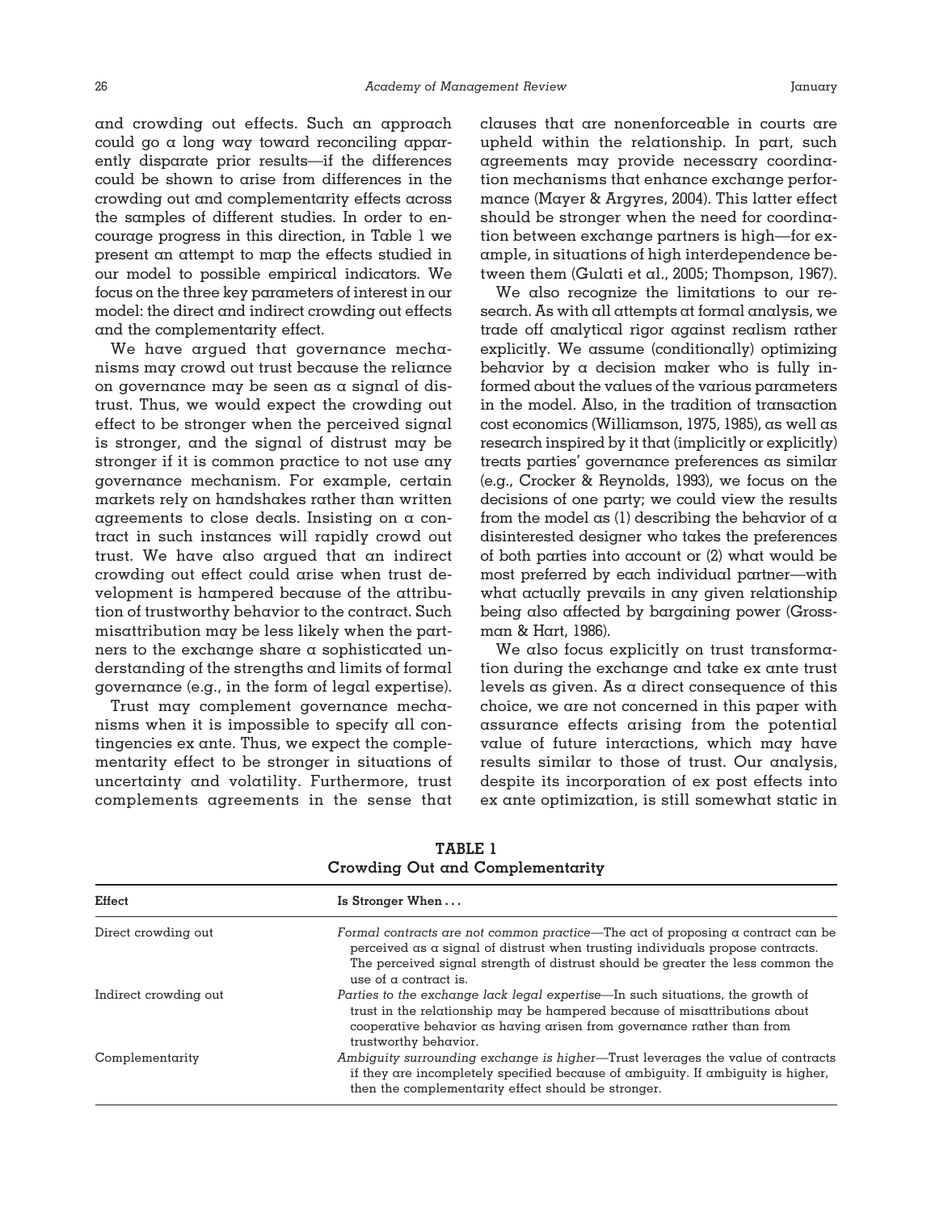and crowding out effects. Such an approach could go a long way toward reconciling apparently disparate prior results—if the differences could be shown to arise from differences in the crowding out and complementarity effects across the samples of different studies. In order to encourage progress in this direction, in Table 1 we present an attempt to map the effects studied in our model to possible empirical indicators. We focus on the three key parameters of interest in our model: the direct and indirect crowding out effects and the complementarity effect.

We have argued that governance mechanisms may crowd out trust because the reliance on governance may be seen as a signal of distrust. Thus, we would expect the crowding out effect to be stronger when the perceived signal is stronger, and the signal of distrust may be stronger if it is common practice to not use any governance mechanism. For example, certain markets rely on handshakes rather than written agreements to close deals. Insisting on a contract in such instances will rapidly crowd out trust. We have also argued that an indirect crowding out effect could arise when trust development is hampered because of the attribution of trustworthy behavior to the contract. Such misattribution may be less likely when the partners to the exchange share a sophisticated understanding of the strengths and limits of formal governance (e.g., in the form of legal expertise).

Trust may complement governance mechanisms when it is impossible to specify all contingencies ex ante. Thus, we expect the complementarity effect to be stronger in situations of uncertainty and volatility. Furthermore, trust complements agreements in the sense that clauses that are nonenforceable in courts are upheld within the relationship. In part, such agreements may provide necessary coordination mechanisms that enhance exchange performance (Mayer & Argyres, 2004). This latter effect should be stronger when the need for coordination between exchange partners is high—for example, in situations of high interdependence between them (Gulati et al., 2005; Thompson, 1967).

We also recognize the limitations to our research. As with all attempts at formal analysis, we trade off analytical rigor against realism rather explicitly. We assume (conditionally) optimizing behavior by a decision maker who is fully informed about the values of the various parameters in the model. Also, in the tradition of transaction cost economics (Williamson, 1975, 1985), as well as research inspired by it that (implicitly or explicitly) treats parties' governance preferences as similar (e.g., Crocker & Reynolds, 1993), we focus on the decisions of one party; we could view the results from the model as (1) describing the behavior of a disinterested designer who takes the preferences of both parties into account or (2) what would be most preferred by each individual partner—with what actually prevails in any given relationship being also affected by bargaining power (Grossman & Hart, 1986).

We also focus explicitly on trust transformation during the exchange and take ex ante trust levels as given. As a direct consequence of this choice, we are not concerned in this paper with assurance effects arising from the potential value of future interactions, which may have results similar to those of trust. Our analysis, despite its incorporation of ex post effects into ex ante optimization, is still somewhat static in

**TABLE 1**
**Crowding Out and Complementarity**

| Effect | Is Stronger When . . . |
|---|---|
| Direct crowding out | *Formal contracts are not common practice*—The act of proposing a contract can be perceived as a signal of distrust when trusting individuals propose contracts. The perceived signal strength of distrust should be greater the less common the use of a contract is. |
| Indirect crowding out | *Parties to the exchange lack legal expertise*—In such situations, the growth of trust in the relationship may be hampered because of misattributions about cooperative behavior as having arisen from governance rather than from trustworthy behavior. |
| Complementarity | *Ambiguity surrounding exchange is higher*—Trust leverages the value of contracts if they are incompletely specified because of ambiguity. If ambiguity is higher, then the complementarity effect should be stronger. |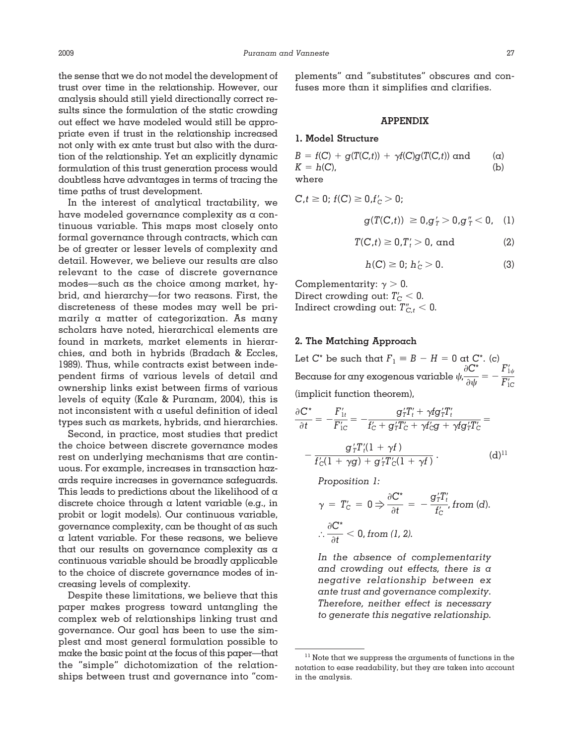the sense that we do not model the development of trust over time in the relationship. However, our analysis should still yield directionally correct results since the formulation of the static crowding out effect we have modeled would still be appropriate even if trust in the relationship increased not only with ex ante trust but also with the duration of the relationship. Yet an explicitly dynamic formulation of this trust generation process would doubtless have advantages in terms of tracing the time paths of trust development.

In the interest of analytical tractability, we have modeled governance complexity as a continuous variable. This maps most closely onto formal governance through contracts, which can be of greater or lesser levels of complexity and detail. However, we believe our results are also relevant to the case of discrete governance modes—such as the choice among market, hybrid, and hierarchy—for two reasons. First, the discreteness of these modes may well be primarily a matter of categorization. As many scholars have noted, hierarchical elements are found in markets, market elements in hierarchies, and both in hybrids (Bradach & Eccles, 1989). Thus, while contracts exist between independent firms of various levels of detail and ownership links exist between firms of various levels of equity (Kale & Puranam, 2004), this is not inconsistent with a useful definition of ideal types such as markets, hybrids, and hierarchies.

Second, in practice, most studies that predict the choice between discrete governance modes rest on underlying mechanisms that are continuous. For example, increases in transaction hazards require increases in governance safeguards. This leads to predictions about the likelihood of a discrete choice through a latent variable (e.g., in probit or logit models). Our continuous variable, governance complexity, can be thought of as such a latent variable. For these reasons, we believe that our results on governance complexity as a continuous variable should be broadly applicable to the choice of discrete governance modes of increasing levels of complexity.

Despite these limitations, we believe that this paper makes progress toward untangling the complex web of relationships linking trust and governance. Our goal has been to use the simplest and most general formulation possible to make the basic point at the focus of this paper—that the "simple" dichotomization of the relationships between trust and governance into "complements" and "substitutes" obscures and confuses more than it simplifies and clarifies.

## APPENDIX

### 1. Model Structure

$$B = f(C) + g(T(C,t)) + \gamma f(C)g(T(C,t)) \text{ and} \qquad (a)$$

$$K = h(C), \qquad (b)$$

where

$$C, t \geq 0;\ f(C) \geq 0, f'_C > 0;$$

$$g(T(C,t)) \geq 0, g'_T > 0, g''_T < 0, \quad (1)$$

$$T(C,t) \geq 0, T'_t > 0, \text{ and} \qquad (2)$$

$$h(C) \geq 0;\ h'_C > 0. \qquad (3)$$

Complementarity: $\gamma > 0$.
Direct crowding out: $T'_C < 0$.
Indirect crowding out: $T''_{C,t} < 0$.

### 2. The Matching Approach

Let $C^*$ be such that $F_1 \equiv B - H = 0$ at $C^*$. (c) Because for any exogenous variable $\psi, \dfrac{\partial C^*}{\partial \psi} = -\dfrac{F'_{1\psi}}{F'_{1C}}$ (implicit function theorem),

$$\frac{\partial C^*}{\partial t} = -\frac{F'_{1t}}{F'_{1C}} = -\frac{g'_T T'_t + \gamma f g'_T T'_t}{f'_C + g'_T T'_C + \gamma f'_C g + \gamma f g'_T T'_C} =$$

$$-\frac{g'_T T'_t(1 + \gamma f)}{f'_C(1 + \gamma g) + g'_T T'_C(1 + \gamma f)}. \qquad (d)[11]$$

*Proposition 1:*

$$\gamma = T'_C = 0 \Rightarrow \frac{\partial C^*}{\partial t} = -\frac{g'_T T'_t}{f'_C}, \textit{ from (d).}$$

$$\therefore \frac{\partial C^*}{\partial t} < 0, \textit{ from (1, 2).}$$

*In the absence of complementarity and crowding out effects, there is a negative relationship between ex ante trust and governance complexity. Therefore, neither effect is necessary to generate this negative relationship.*

[11] Note that we suppress the arguments of functions in the notation to ease readability, but they are taken into account in the analysis.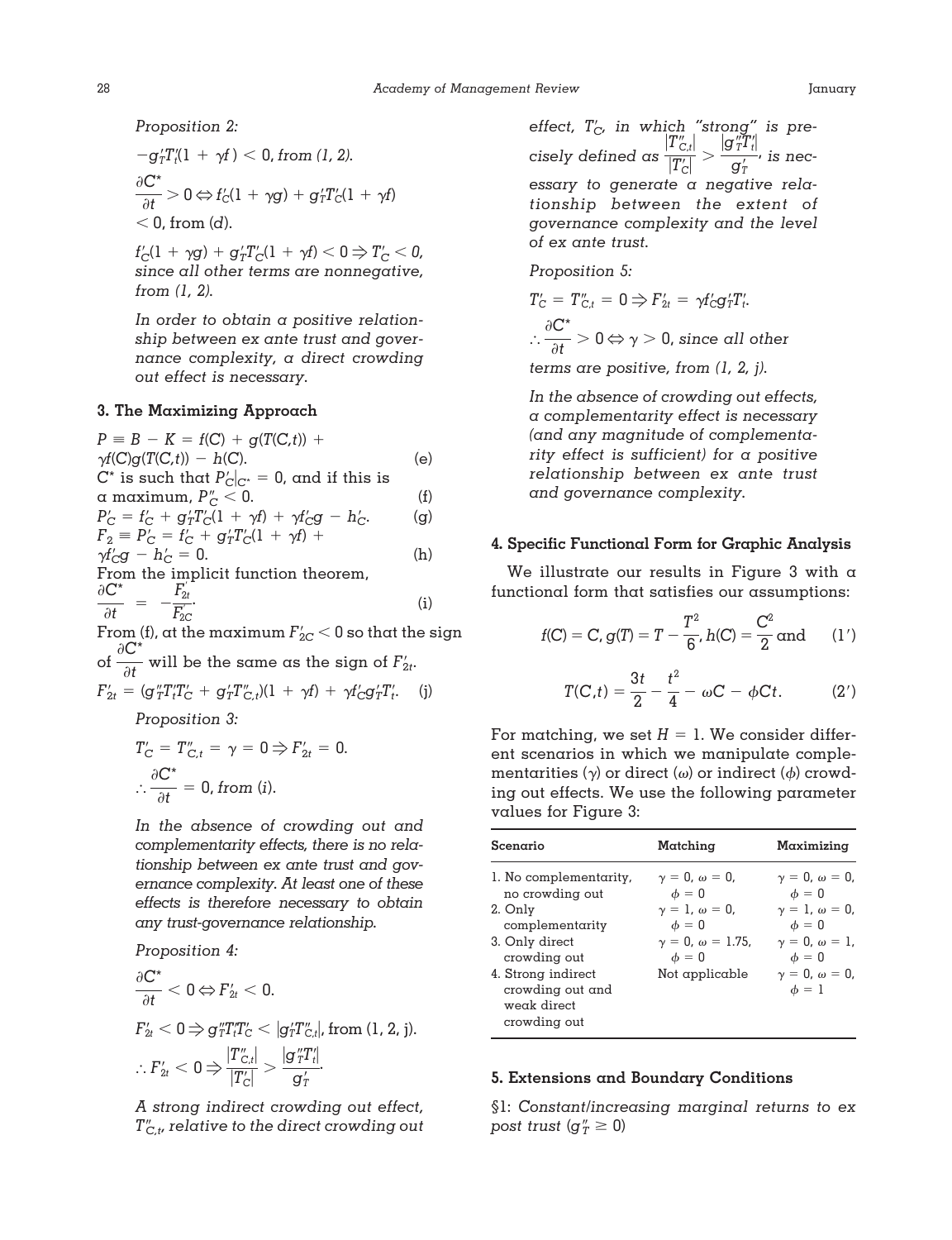*Proposition 2:*

$-g_T' T_t'(1 + \gamma f) < 0$, *from (1, 2).*

$\frac{\partial C^*}{\partial t} > 0 \Leftrightarrow f_C'(1 + \gamma g) + g_T' T_C'(1 + \gamma f) < 0$, from (d).

$f_C'(1 + \gamma g) + g_T' T_C'(1 + \gamma f) < 0 \Rightarrow T_C' < 0$, *since all other terms are nonnegative, from (1, 2).*

*In order to obtain a positive relationship between ex ante trust and governance complexity, a direct crowding out effect is necessary.*

### 3. The Maximizing Approach

$$P \equiv B - K = f(C) + g(T(C,t)) + \gamma f(C) g(T(C,t)) - h(C). \quad \text{(e)}$$

$C^*$ is such that $P_C'|_{C^*} = 0$, and if this is a maximum, $P_C'' < 0$. (f)

$$P_C' = f_C' + g_T' T_C'(1 + \gamma f) + \gamma f_C' g - h_C'. \quad \text{(g)}$$

$$F_2 \equiv P_C' = f_C' + g_T' T_C'(1 + \gamma f) + \gamma f_C' g - h_C' = 0. \quad \text{(h)}$$

From the implicit function theorem,

$$\frac{\partial C^*}{\partial t} = -\frac{F_{2t}'}{F_{2C}'}. \quad \text{(i)}$$

From (f), at the maximum $F_{2C}' < 0$ so that the sign of $\frac{\partial C^*}{\partial t}$ will be the same as the sign of $F_{2t}'$.

$$F_{2t}' = (g_T'' T_t' T_C' + g_T' T_{C,t}'')(1 + \gamma f) + \gamma f_C' g_T' T_t'. \quad \text{(j)}$$

*Proposition 3:*

$T_C' = T_{C,t}'' = \gamma = 0 \Rightarrow F_{2t}' = 0.$

$\therefore \frac{\partial C^*}{\partial t} = 0$, *from (i).*

*In the absence of crowding out and complementarity effects, there is no relationship between ex ante trust and governance complexity. At least one of these effects is therefore necessary to obtain any trust-governance relationship.*

*Proposition 4:*

$\frac{\partial C^*}{\partial t} < 0 \Leftrightarrow F_{2t}' < 0.$

$F_{2t}' < 0 \Rightarrow g_T'' T_t' T_C' < |g_T' T_{C,t}''|$, from (1, 2, j).

$\therefore F_{2t}' < 0 \Rightarrow \frac{|T_{C,t}''|}{|T_C'|} > \frac{|g_T'' T_t'|}{g_T'}.$

*A strong indirect crowding out effect, $T_{C,t}''$, relative to the direct crowding out effect, $T_C'$, in which "strong" is precisely defined as $\frac{|T_{C,t}''|}{|T_C'|} > \frac{|g_T'' T_t'|}{g_T'}$, is necessary to generate a negative relationship between the extent of governance complexity and the level of ex ante trust.*

*Proposition 5:*

$T_C' = T_{C,t}'' = 0 \Rightarrow F_{2t}' = \gamma f_C' g_T' T_t'.$

$\therefore \frac{\partial C^*}{\partial t} > 0 \Leftrightarrow \gamma > 0$, *since all other terms are positive, from (1, 2, j).*

*In the absence of crowding out effects, a complementarity effect is necessary (and any magnitude of complementarity effect is sufficient) for a positive relationship between ex ante trust and governance complexity.*

### 4. Specific Functional Form for Graphic Analysis

We illustrate our results in Figure 3 with a functional form that satisfies our assumptions:

$$f(C) = C, \; g(T) = T - \frac{T^2}{6}, \; h(C) = \frac{C^2}{2} \text{ and} \quad (1')$$

$$T(C,t) = \frac{3t}{2} - \frac{t^2}{4} - \omega C - \phi C t. \quad (2')$$

For matching, we set $H = 1$. We consider different scenarios in which we manipulate complementarities ($\gamma$) or direct ($\omega$) or indirect ($\phi$) crowding out effects. We use the following parameter values for Figure 3:

| Scenario | Matching | Maximizing |
|---|---|---|
| 1. No complementarity, no crowding out | $\gamma = 0, \omega = 0, \phi = 0$ | $\gamma = 0, \omega = 0, \phi = 0$ |
| 2. Only complementarity | $\gamma = 1, \omega = 0, \phi = 0$ | $\gamma = 1, \omega = 0, \phi = 0$ |
| 3. Only direct crowding out | $\gamma = 0, \omega = 1.75, \phi = 0$ | $\gamma = 0, \omega = 1, \phi = 0$ |
| 4. Strong indirect crowding out and weak direct crowding out | Not applicable | $\gamma = 0, \omega = 0, \phi = 1$ |

### 5. Extensions and Boundary Conditions

§1: *Constant/increasing marginal returns to ex post trust* ($g_T'' \geq 0$)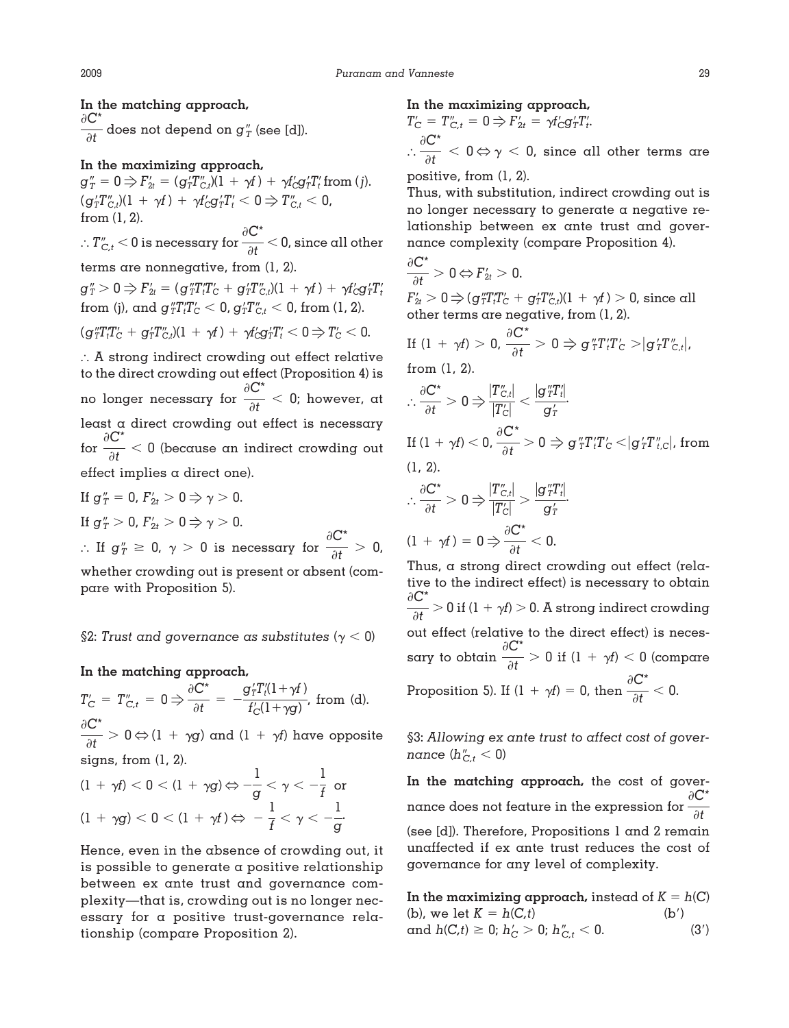**In the matching approach,**
$\frac{\partial C^*}{\partial t}$ does not depend on $g_T''$ (see [d]).

**In the maximizing approach,**
$g_T'' = 0 \Rightarrow F_{2t}' = (g_T' T_{C,t}'')(1 + \gamma f) + \gamma f_C' g_T' T_t'$ from (*j*).
$(g_T' T_{C,t}'')(1 + \gamma f) + \gamma f_C' g_T' T_t' < 0 \Rightarrow T_{C,t}'' < 0$, from (1, 2).

$\therefore T_{C,t}'' < 0$ is necessary for $\frac{\partial C^*}{\partial t} < 0$, since all other terms are nonnegative, from (1, 2).

$g_T'' > 0 \Rightarrow F_{2t}' = (g_T'' T_t' T_C' + g_T' T_{C,t}'')(1 + \gamma f) + \gamma f_C' g_T' T_t'$ from (j), and $g_T'' T_t' T_C' < 0$, $g_T' T_{C,t}'' < 0$, from (1, 2).

$(g_T'' T_t' T_C' + g_T' T_{C,t}'')(1 + \gamma f) + \gamma f_C' g_T' T_t' < 0 \Rightarrow T_C' < 0$.

$\therefore$ A strong indirect crowding out effect relative to the direct crowding out effect (Proposition 4) is no longer necessary for $\frac{\partial C^*}{\partial t} < 0$; however, at least a direct crowding out effect is necessary for $\frac{\partial C^*}{\partial t} < 0$ (because an indirect crowding out effect implies a direct one).

If $g_T'' = 0$, $F_{2t}' > 0 \Rightarrow \gamma > 0$.

If $g_T'' > 0$, $F_{2t}' > 0 \Rightarrow \gamma > 0$.

$\therefore$ If $g_T'' \geq 0$, $\gamma > 0$ is necessary for $\frac{\partial C^*}{\partial t} > 0$, whether crowding out is present or absent (compare with Proposition 5).

§2: *Trust and governance as substitutes* ($\gamma < 0$)

**In the matching approach,**

$T_C' = T_{C,t}'' = 0 \Rightarrow \frac{\partial C^*}{\partial t} = -\frac{g_T' T_t'(1+\gamma f)}{f_C'(1+\gamma g)}$, from (d).

$\frac{\partial C^*}{\partial t} > 0 \Leftrightarrow (1 + \gamma g)$ and $(1 + \gamma f)$ have opposite signs, from (1, 2).

$(1 + \gamma f) < 0 < (1 + \gamma g) \Leftrightarrow -\frac{1}{g} < \gamma < -\frac{1}{f}$ or
$(1 + \gamma g) < 0 < (1 + \gamma f) \Leftrightarrow -\frac{1}{f} < \gamma < -\frac{1}{g}$.

Hence, even in the absence of crowding out, it is possible to generate a positive relationship between ex ante trust and governance complexity—that is, crowding out is no longer necessary for a positive trust-governance relationship (compare Proposition 2).

**In the maximizing approach,**
$T_C' = T_{C,t}'' = 0 \Rightarrow F_{2t}' = \gamma f_C' g_T' T_t'$.

$\therefore \frac{\partial C^*}{\partial t} < 0 \Leftrightarrow \gamma < 0$, since all other terms are positive, from (1, 2).

Thus, with substitution, indirect crowding out is no longer necessary to generate a negative relationship between ex ante trust and governance complexity (compare Proposition 4).

$\frac{\partial C^*}{\partial t} > 0 \Leftrightarrow F_{2t}' > 0$.

$F_{2t}' > 0 \Rightarrow (g_T'' T_t' T_C' + g_T' T_{C,t}'')(1 + \gamma f) > 0$, since all other terms are negative, from (1, 2).

If $(1 + \gamma f) > 0$, $\frac{\partial C^*}{\partial t} > 0 \Rightarrow g_T'' T_t' T_C' > |g_T' T_{C,t}''|$, from (1, 2).

$\therefore \frac{\partial C^*}{\partial t} > 0 \Rightarrow \frac{|T_{C,t}''|}{|T_C'|} < \frac{|g_T'' T_t'|}{g_T'}$.

If $(1 + \gamma f) < 0$, $\frac{\partial C^*}{\partial t} > 0 \Rightarrow g_T'' T_t' T_C' < |g_T' T_{t,C}''|$, from (1, 2).

$\therefore \frac{\partial C^*}{\partial t} > 0 \Rightarrow \frac{|T_{C,t}''|}{|T_C'|} > \frac{|g_T'' T_t'|}{g_T'}$.

$(1 + \gamma f) = 0 \Rightarrow \frac{\partial C^*}{\partial t} < 0$.

Thus, a strong direct crowding out effect (relative to the indirect effect) is necessary to obtain $\frac{\partial C^*}{\partial t} > 0$ if $(1 + \gamma f) > 0$. A strong indirect crowding out effect (relative to the direct effect) is necessary to obtain $\frac{\partial C^*}{\partial t} > 0$ if $(1 + \gamma f) < 0$ (compare Proposition 5). If $(1 + \gamma f) = 0$, then $\frac{\partial C^*}{\partial t} < 0$.

§3: *Allowing ex ante trust to affect cost of governance* ($h_{C,t}'' < 0$)

**In the matching approach,** the cost of governance does not feature in the expression for $\frac{\partial C^*}{\partial t}$ (see [d]). Therefore, Propositions 1 and 2 remain unaffected if ex ante trust reduces the cost of governance for any level of complexity.

**In the maximizing approach,** instead of $K = h(C)$ (b), we let $K = h(C,t)$ (b′)
and $h(C,t) \geq 0$; $h_C' > 0$; $h_{C,t}'' < 0$. (3′)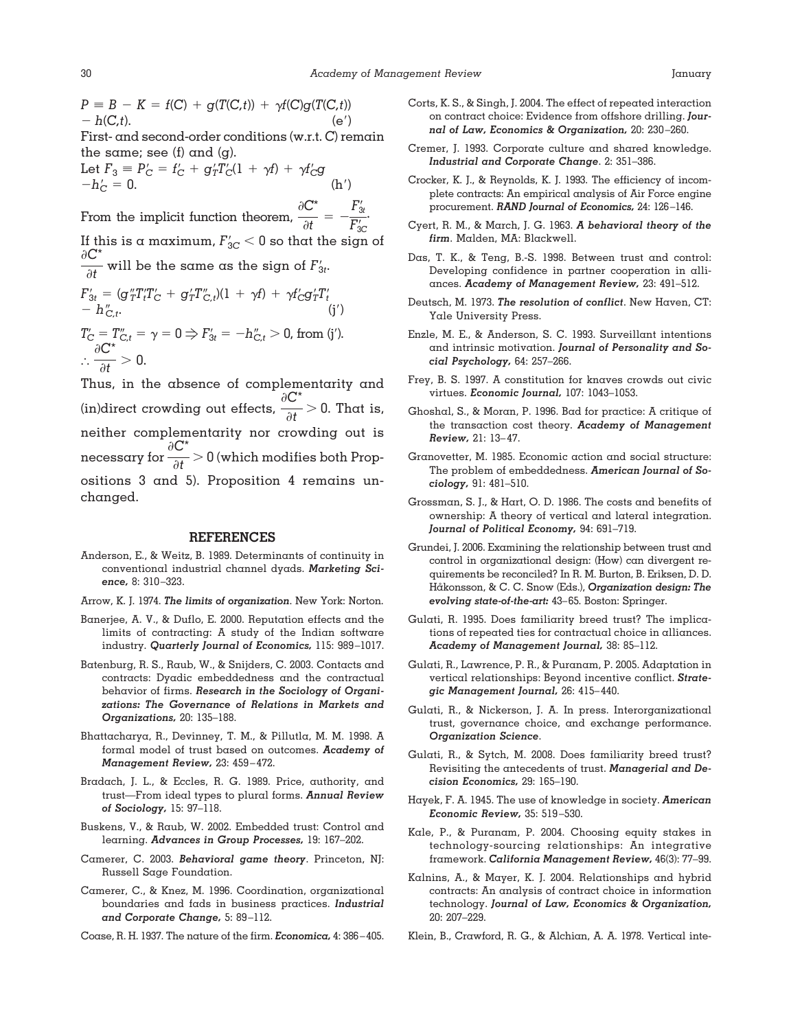$$P \equiv B - K = f(C) + g(T(C,t)) + \gamma f(C)g(T(C,t)) - h(C,t). \qquad (e')$$

First- and second-order conditions (w.r.t. $C$) remain the same; see (f) and (g).

Let $$F_3 \equiv P'_C = f'_C + g'_T T'_C(1 + \gamma f) + \gamma f'_C g - h'_C = 0. \qquad (h')$$

From the implicit function theorem, $\dfrac{\partial C^*}{\partial t} = -\dfrac{F'_{3t}}{F'_{3C}}$.

If this is a maximum, $F'_{3C} < 0$ so that the sign of $\dfrac{\partial C^*}{\partial t}$ will be the same as the sign of $F'_{3t}$.

$$F'_{3t} = (g''_T T'_t T'_C + g'_T T''_{C,t})(1 + \gamma f) + \gamma f'_C g'_T T'_t - h''_{C,t}. \qquad (j')$$

$T'_C = T''_{C,t} = \gamma = 0 \Rightarrow F'_{3t} = -h''_{C,t} > 0$, from (j').

$\therefore \dfrac{\partial C^*}{\partial t} > 0.$

Thus, in the absence of complementarity and (in)direct crowding out effects, $\dfrac{\partial C^*}{\partial t} > 0$. That is, neither complementarity nor crowding out is necessary for $\dfrac{\partial C^*}{\partial t} > 0$ (which modifies both Propositions 3 and 5). Proposition 4 remains unchanged.

## REFERENCES

Anderson, E., & Weitz, B. 1989. Determinants of continuity in conventional industrial channel dyads. ***Marketing Science,*** 8: 310–323.

Arrow, K. J. 1974. ***The limits of organization***. New York: Norton.

Banerjee, A. V., & Duflo, E. 2000. Reputation effects and the limits of contracting: A study of the Indian software industry. ***Quarterly Journal of Economics,*** 115: 989–1017.

Batenburg, R. S., Raub, W., & Snijders, C. 2003. Contacts and contracts: Dyadic embeddedness and the contractual behavior of firms. ***Research in the Sociology of Organizations: The Governance of Relations in Markets and Organizations,*** 20: 135–188.

Bhattacharya, R., Devinney, T. M., & Pillutla, M. M. 1998. A formal model of trust based on outcomes. ***Academy of Management Review,*** 23: 459–472.

Bradach, J. L., & Eccles, R. G. 1989. Price, authority, and trust—From ideal types to plural forms. ***Annual Review of Sociology,*** 15: 97–118.

Buskens, V., & Raub, W. 2002. Embedded trust: Control and learning. ***Advances in Group Processes,*** 19: 167–202.

Camerer, C. 2003. ***Behavioral game theory***. Princeton, NJ: Russell Sage Foundation.

Camerer, C., & Knez, M. 1996. Coordination, organizational boundaries and fads in business practices. ***Industrial and Corporate Change,*** 5: 89–112.

Coase, R. H. 1937. The nature of the firm. ***Economica,*** 4: 386–405.

Corts, K. S., & Singh, J. 2004. The effect of repeated interaction on contract choice: Evidence from offshore drilling. ***Journal of Law, Economics & Organization,*** 20: 230–260.

Cremer, J. 1993. Corporate culture and shared knowledge. ***Industrial and Corporate Change***. 2: 351–386.

Crocker, K. J., & Reynolds, K. J. 1993. The efficiency of incomplete contracts: An empirical analysis of Air Force engine procurement. ***RAND Journal of Economics,*** 24: 126–146.

Cyert, R. M., & March, J. G. 1963. ***A behavioral theory of the firm***. Malden, MA: Blackwell.

Das, T. K., & Teng, B.-S. 1998. Between trust and control: Developing confidence in partner cooperation in alliances. ***Academy of Management Review,*** 23: 491–512.

Deutsch, M. 1973. ***The resolution of conflict***. New Haven, CT: Yale University Press.

Enzle, M. E., & Anderson, S. C. 1993. Surveillant intentions and intrinsic motivation. ***Journal of Personality and Social Psychology,*** 64: 257–266.

Frey, B. S. 1997. A constitution for knaves crowds out civic virtues. ***Economic Journal,*** 107: 1043–1053.

Ghoshal, S., & Moran, P. 1996. Bad for practice: A critique of the transaction cost theory. ***Academy of Management Review,*** 21: 13–47.

Granovetter, M. 1985. Economic action and social structure: The problem of embeddedness. ***American Journal of Sociology,*** 91: 481–510.

Grossman, S. J., & Hart, O. D. 1986. The costs and benefits of ownership: A theory of vertical and lateral integration. ***Journal of Political Economy,*** 94: 691–719.

Grundei, J. 2006. Examining the relationship between trust and control in organizational design: (How) can divergent requirements be reconciled? In R. M. Burton, B. Eriksen, D. D. Håkonsson, & C. C. Snow (Eds.), ***Organization design: The evolving state-of-the-art:*** 43–65. Boston: Springer.

Gulati, R. 1995. Does familiarity breed trust? The implications of repeated ties for contractual choice in alliances. ***Academy of Management Journal,*** 38: 85–112.

Gulati, R., Lawrence, P. R., & Puranam, P. 2005. Adaptation in vertical relationships: Beyond incentive conflict. ***Strategic Management Journal,*** 26: 415–440.

Gulati, R., & Nickerson, J. A. In press. Interorganizational trust, governance choice, and exchange performance. ***Organization Science***.

Gulati, R., & Sytch, M. 2008. Does familiarity breed trust? Revisiting the antecedents of trust. ***Managerial and Decision Economics,*** 29: 165–190.

Hayek, F. A. 1945. The use of knowledge in society. ***American Economic Review,*** 35: 519–530.

Kale, P., & Puranam, P. 2004. Choosing equity stakes in technology-sourcing relationships: An integrative framework. ***California Management Review,*** 46(3): 77–99.

Kalnins, A., & Mayer, K. J. 2004. Relationships and hybrid contracts: An analysis of contract choice in information technology. ***Journal of Law, Economics & Organization,*** 20: 207–229.

Klein, B., Crawford, R. G., & Alchian, A. A. 1978. Vertical inte-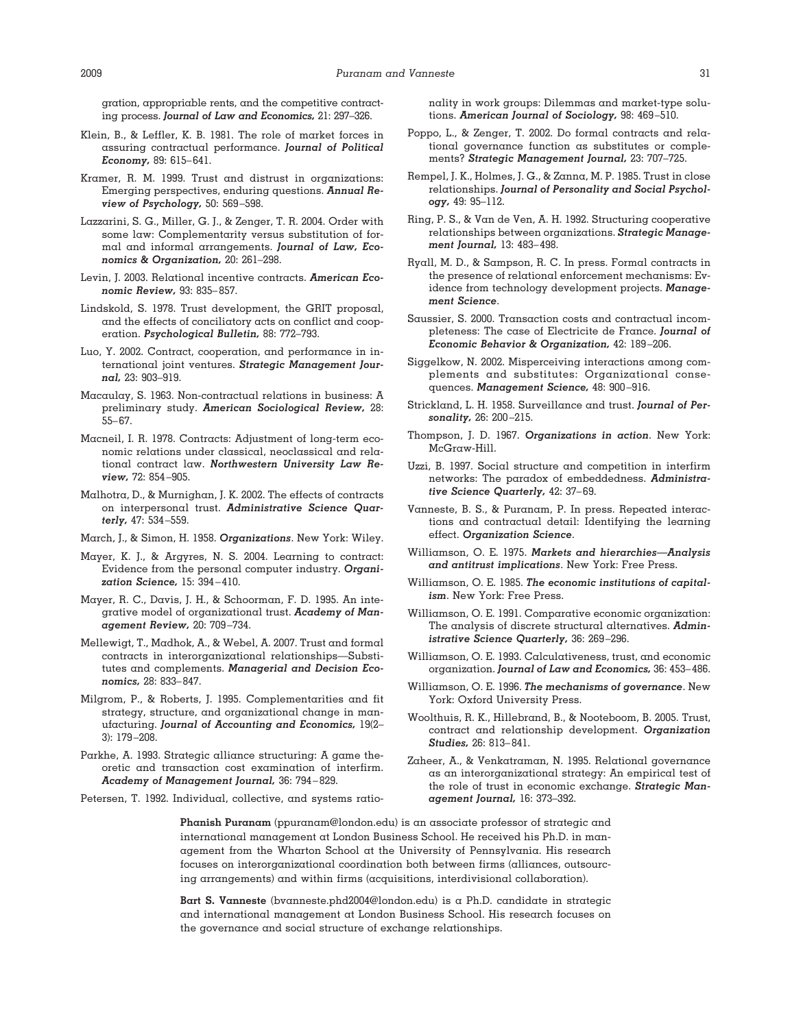gration, appropriable rents, and the competitive contracting process. ***Journal of Law and Economics,*** 21: 297–326.

Klein, B., & Leffler, K. B. 1981. The role of market forces in assuring contractual performance. ***Journal of Political Economy,*** 89: 615–641.

Kramer, R. M. 1999. Trust and distrust in organizations: Emerging perspectives, enduring questions. ***Annual Review of Psychology,*** 50: 569–598.

Lazzarini, S. G., Miller, G. J., & Zenger, T. R. 2004. Order with some law: Complementarity versus substitution of formal and informal arrangements. ***Journal of Law, Economics & Organization,*** 20: 261–298.

Levin, J. 2003. Relational incentive contracts. ***American Economic Review,*** 93: 835–857.

Lindskold, S. 1978. Trust development, the GRIT proposal, and the effects of conciliatory acts on conflict and cooperation. ***Psychological Bulletin,*** 88: 772–793.

Luo, Y. 2002. Contract, cooperation, and performance in international joint ventures. ***Strategic Management Journal,*** 23: 903–919.

Macaulay, S. 1963. Non-contractual relations in business: A preliminary study. ***American Sociological Review,*** 28: 55–67.

Macneil, I. R. 1978. Contracts: Adjustment of long-term economic relations under classical, neoclassical and relational contract law. ***Northwestern University Law Review,*** 72: 854–905.

Malhotra, D., & Murnighan, J. K. 2002. The effects of contracts on interpersonal trust. ***Administrative Science Quarterly,*** 47: 534–559.

March, J., & Simon, H. 1958. ***Organizations***. New York: Wiley.

Mayer, K. J., & Argyres, N. S. 2004. Learning to contract: Evidence from the personal computer industry. ***Organization Science,*** 15: 394–410.

Mayer, R. C., Davis, J. H., & Schoorman, F. D. 1995. An integrative model of organizational trust. ***Academy of Management Review,*** 20: 709–734.

Mellewigt, T., Madhok, A., & Webel, A. 2007. Trust and formal contracts in interorganizational relationships—Substitutes and complements. ***Managerial and Decision Economics,*** 28: 833–847.

Milgrom, P., & Roberts, J. 1995. Complementarities and fit strategy, structure, and organizational change in manufacturing. ***Journal of Accounting and Economics,*** 19(2–3): 179–208.

Parkhe, A. 1993. Strategic alliance structuring: A game theoretic and transaction cost examination of interfirm. ***Academy of Management Journal,*** 36: 794–829.

Petersen, T. 1992. Individual, collective, and systems rationality in work groups: Dilemmas and market-type solutions. ***American Journal of Sociology,*** 98: 469–510.

Poppo, L., & Zenger, T. 2002. Do formal contracts and relational governance function as substitutes or complements? ***Strategic Management Journal,*** 23: 707–725.

Rempel, J. K., Holmes, J. G., & Zanna, M. P. 1985. Trust in close relationships. ***Journal of Personality and Social Psychology,*** 49: 95–112.

Ring, P. S., & Van de Ven, A. H. 1992. Structuring cooperative relationships between organizations. ***Strategic Management Journal,*** 13: 483–498.

Ryall, M. D., & Sampson, R. C. In press. Formal contracts in the presence of relational enforcement mechanisms: Evidence from technology development projects. ***Management Science***.

Saussier, S. 2000. Transaction costs and contractual incompleteness: The case of Electricite de France. ***Journal of Economic Behavior & Organization,*** 42: 189–206.

Siggelkow, N. 2002. Misperceiving interactions among complements and substitutes: Organizational consequences. ***Management Science,*** 48: 900–916.

Strickland, L. H. 1958. Surveillance and trust. ***Journal of Personality,*** 26: 200–215.

Thompson, J. D. 1967. ***Organizations in action***. New York: McGraw-Hill.

Uzzi, B. 1997. Social structure and competition in interfirm networks: The paradox of embeddedness. ***Administrative Science Quarterly,*** 42: 37–69.

Vanneste, B. S., & Puranam, P. In press. Repeated interactions and contractual detail: Identifying the learning effect. ***Organization Science***.

Williamson, O. E. 1975. ***Markets and hierarchies—Analysis and antitrust implications***. New York: Free Press.

Williamson, O. E. 1985. ***The economic institutions of capitalism***. New York: Free Press.

Williamson, O. E. 1991. Comparative economic organization: The analysis of discrete structural alternatives. ***Administrative Science Quarterly,*** 36: 269–296.

Williamson, O. E. 1993. Calculativeness, trust, and economic organization. ***Journal of Law and Economics,*** 36: 453–486.

Williamson, O. E. 1996. ***The mechanisms of governance***. New York: Oxford University Press.

Woolthuis, R. K., Hillebrand, B., & Nooteboom, B. 2005. Trust, contract and relationship development. ***Organization Studies,*** 26: 813–841.

Zaheer, A., & Venkatraman, N. 1995. Relational governance as an interorganizational strategy: An empirical test of the role of trust in economic exchange. ***Strategic Management Journal,*** 16: 373–392.

**Phanish Puranam** (ppuranam@london.edu) is an associate professor of strategic and international management at London Business School. He received his Ph.D. in management from the Wharton School at the University of Pennsylvania. His research focuses on interorganizational coordination both between firms (alliances, outsourcing arrangements) and within firms (acquisitions, interdivisional collaboration).

**Bart S. Vanneste** (bvanneste.phd2004@london.edu) is a Ph.D. candidate in strategic and international management at London Business School. His research focuses on the governance and social structure of exchange relationships.